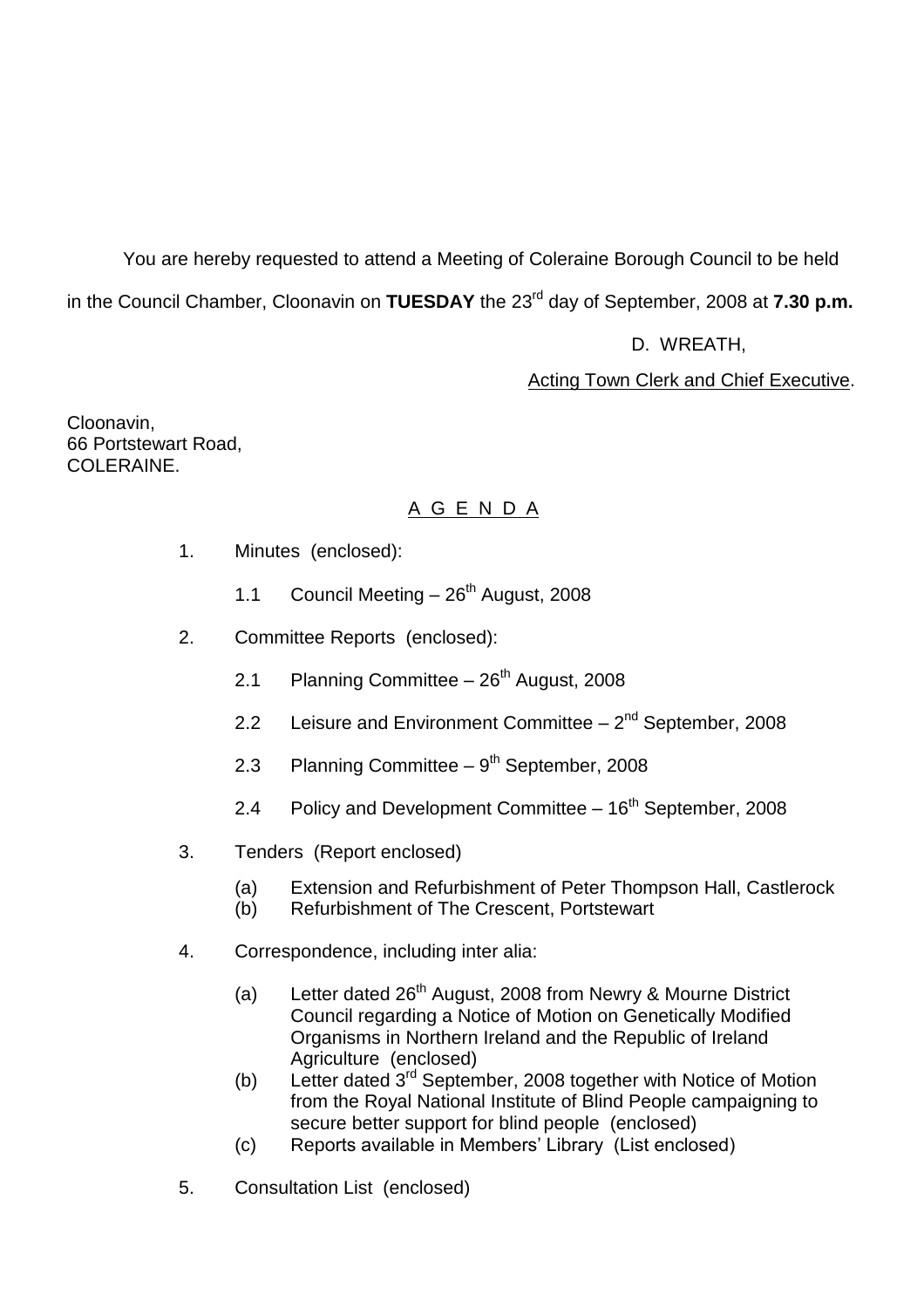You are hereby requested to attend a Meeting of Coleraine Borough Council to be held in the Council Chamber, Cloonavin on **TUESDAY** the 23rd day of September, 2008 at **7.30 p.m.**

D. WREATH,

Acting Town Clerk and Chief Executive.

Cloonavin,
66 Portstewart Road,
COLERAINE.

## A G E N D A

1. Minutes (enclosed):

   1.1 Council Meeting – 26th August, 2008

2. Committee Reports (enclosed):

   2.1 Planning Committee – 26th August, 2008

   2.2 Leisure and Environment Committee – 2nd September, 2008

   2.3 Planning Committee – 9th September, 2008

   2.4 Policy and Development Committee – 16th September, 2008

3. Tenders (Report enclosed)

   (a) Extension and Refurbishment of Peter Thompson Hall, Castlerock
   (b) Refurbishment of The Crescent, Portstewart

4. Correspondence, including inter alia:

   (a) Letter dated 26th August, 2008 from Newry & Mourne District Council regarding a Notice of Motion on Genetically Modified Organisms in Northern Ireland and the Republic of Ireland Agriculture (enclosed)
   (b) Letter dated 3rd September, 2008 together with Notice of Motion from the Royal National Institute of Blind People campaigning to secure better support for blind people (enclosed)
   (c) Reports available in Members' Library (List enclosed)

5. Consultation List (enclosed)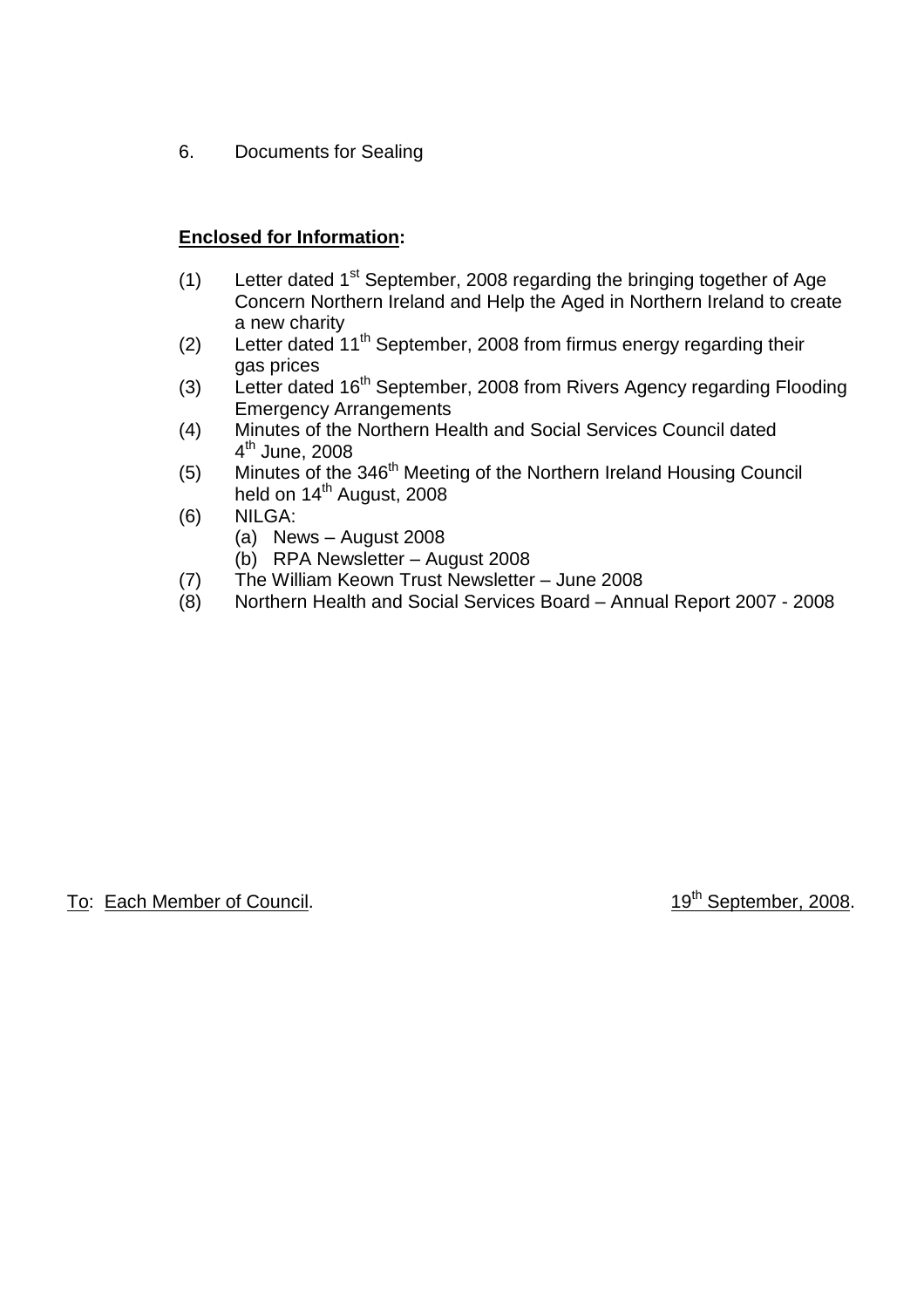6. Documents for Sealing

**Enclosed for Information:**

(1) Letter dated 1st September, 2008 regarding the bringing together of Age Concern Northern Ireland and Help the Aged in Northern Ireland to create a new charity
(2) Letter dated 11th September, 2008 from firmus energy regarding their gas prices
(3) Letter dated 16th September, 2008 from Rivers Agency regarding Flooding Emergency Arrangements
(4) Minutes of the Northern Health and Social Services Council dated 4th June, 2008
(5) Minutes of the 346th Meeting of the Northern Ireland Housing Council held on 14th August, 2008
(6) NILGA:
    (a) News – August 2008
    (b) RPA Newsletter – August 2008
(7) The William Keown Trust Newsletter – June 2008
(8) Northern Health and Social Services Board – Annual Report 2007 - 2008

To: Each Member of Council. 19th September, 2008.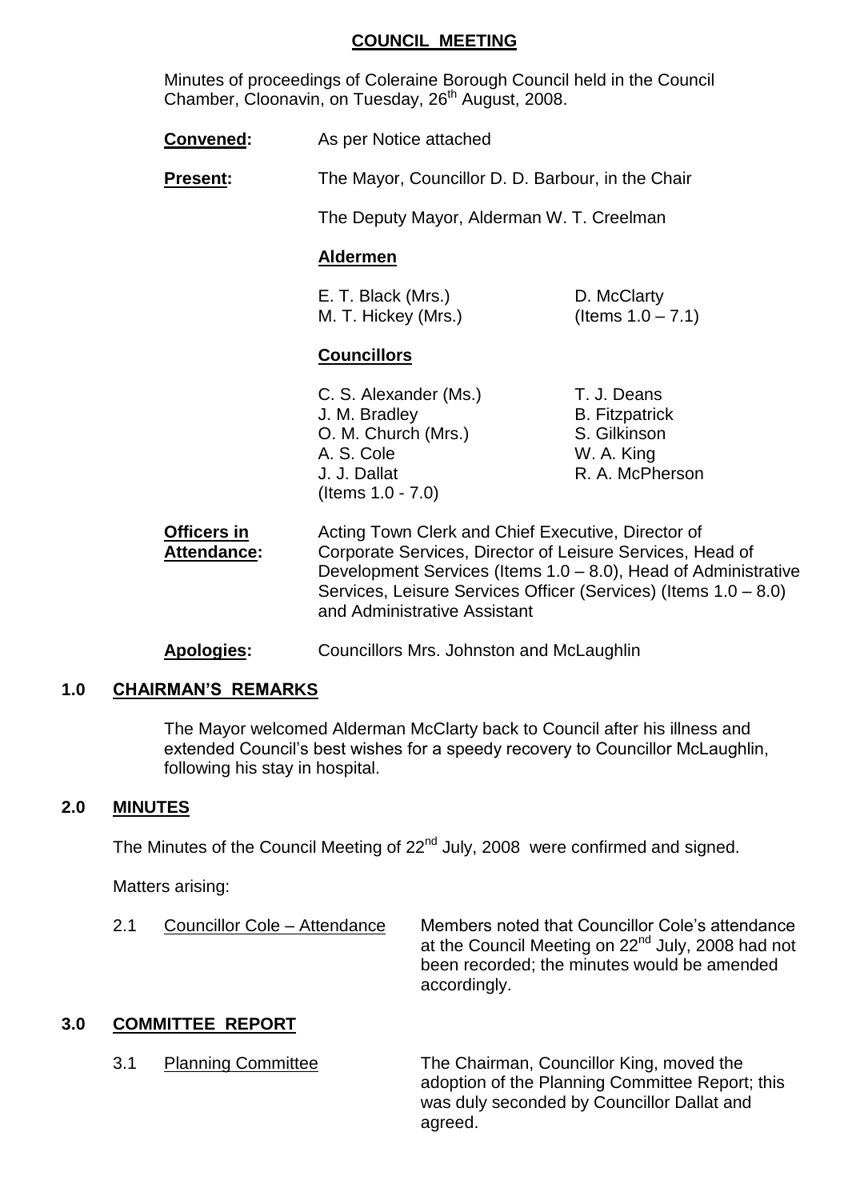## COUNCIL MEETING

Minutes of proceedings of Coleraine Borough Council held in the Council Chamber, Cloonavin, on Tuesday, 26th August, 2008.

**Convened:** As per Notice attached

**Present:** The Mayor, Councillor D. D. Barbour, in the Chair

The Deputy Mayor, Alderman W. T. Creelman

**Aldermen**

| | |
|---|---|
| E. T. Black (Mrs.) | D. McClarty |
| M. T. Hickey (Mrs.) | (Items 1.0 – 7.1) |

**Councillors**

| | |
|---|---|
| C. S. Alexander (Ms.) | T. J. Deans |
| J. M. Bradley | B. Fitzpatrick |
| O. M. Church (Mrs.) | S. Gilkinson |
| A. S. Cole | W. A. King |
| J. J. Dallat | R. A. McPherson |
| (Items 1.0 - 7.0) | |

**Officers in Attendance:** Acting Town Clerk and Chief Executive, Director of Corporate Services, Director of Leisure Services, Head of Development Services (Items 1.0 – 8.0), Head of Administrative Services, Leisure Services Officer (Services) (Items 1.0 – 8.0) and Administrative Assistant

**Apologies:** Councillors Mrs. Johnston and McLaughlin

### 1.0 CHAIRMAN'S REMARKS

The Mayor welcomed Alderman McClarty back to Council after his illness and extended Council's best wishes for a speedy recovery to Councillor McLaughlin, following his stay in hospital.

### 2.0 MINUTES

The Minutes of the Council Meeting of 22nd July, 2008 were confirmed and signed.

Matters arising:

2.1 Councillor Cole – Attendance — Members noted that Councillor Cole's attendance at the Council Meeting on 22nd July, 2008 had not been recorded; the minutes would be amended accordingly.

### 3.0 COMMITTEE REPORT

3.1 Planning Committee — The Chairman, Councillor King, moved the adoption of the Planning Committee Report; this was duly seconded by Councillor Dallat and agreed.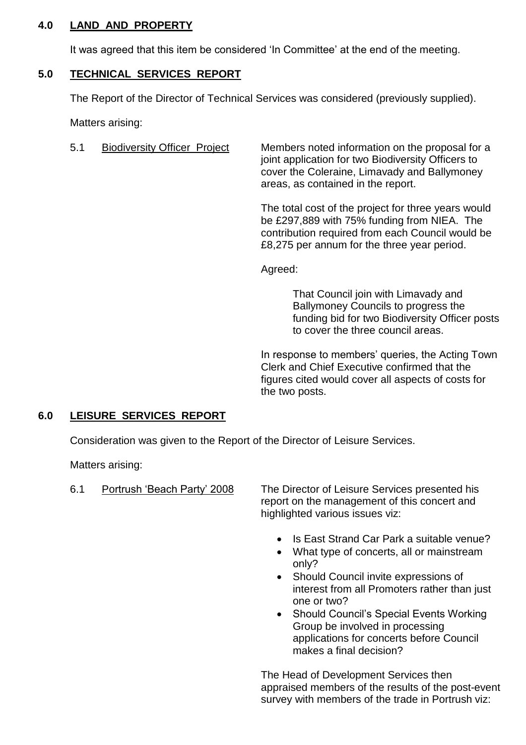## 4.0 LAND AND PROPERTY

It was agreed that this item be considered 'In Committee' at the end of the meeting.

## 5.0 TECHNICAL SERVICES REPORT

The Report of the Director of Technical Services was considered (previously supplied).

Matters arising:

5.1 Biodiversity Officer Project

Members noted information on the proposal for a joint application for two Biodiversity Officers to cover the Coleraine, Limavady and Ballymoney areas, as contained in the report.

The total cost of the project for three years would be £297,889 with 75% funding from NIEA. The contribution required from each Council would be £8,275 per annum for the three year period.

Agreed:

> That Council join with Limavady and Ballymoney Councils to progress the funding bid for two Biodiversity Officer posts to cover the three council areas.

In response to members' queries, the Acting Town Clerk and Chief Executive confirmed that the figures cited would cover all aspects of costs for the two posts.

## 6.0 LEISURE SERVICES REPORT

Consideration was given to the Report of the Director of Leisure Services.

Matters arising:

6.1 Portrush 'Beach Party' 2008

The Director of Leisure Services presented his report on the management of this concert and highlighted various issues viz:

- Is East Strand Car Park a suitable venue?
- What type of concerts, all or mainstream only?
- Should Council invite expressions of interest from all Promoters rather than just one or two?
- Should Council's Special Events Working Group be involved in processing applications for concerts before Council makes a final decision?

The Head of Development Services then appraised members of the results of the post-event survey with members of the trade in Portrush viz: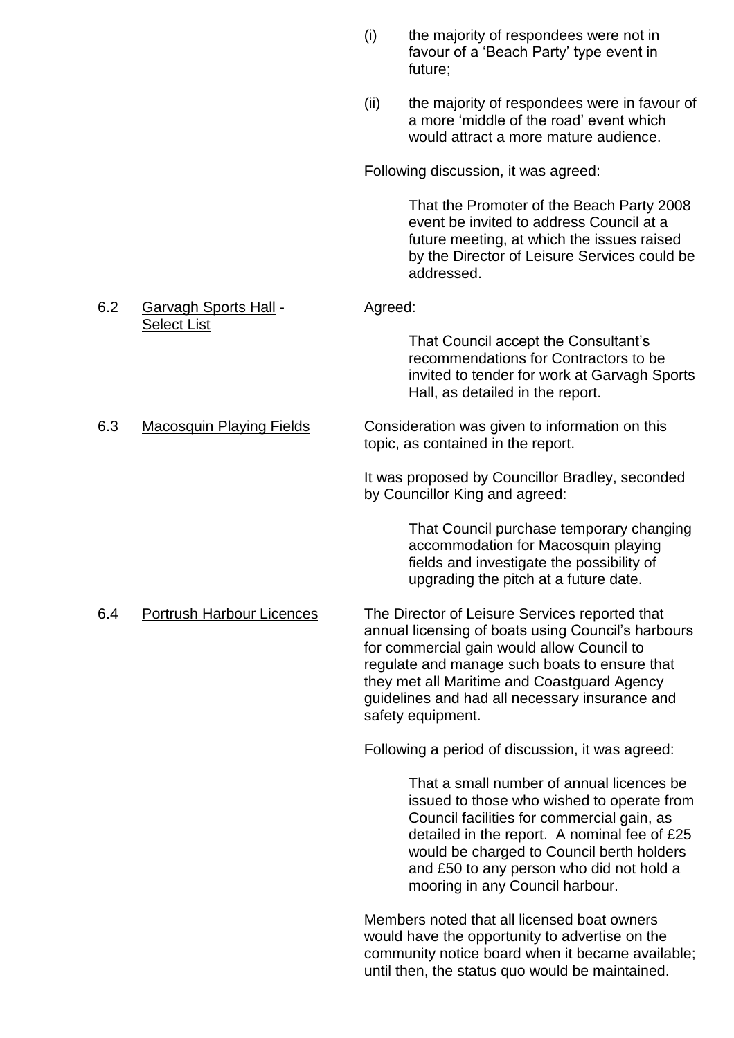(i) the majority of respondees were not in favour of a 'Beach Party' type event in future;

(ii) the majority of respondees were in favour of a more 'middle of the road' event which would attract a more mature audience.

Following discussion, it was agreed:

> That the Promoter of the Beach Party 2008 event be invited to address Council at a future meeting, at which the issues raised by the Director of Leisure Services could be addressed.

6.2 Garvagh Sports Hall - Select List

Agreed:

> That Council accept the Consultant's recommendations for Contractors to be invited to tender for work at Garvagh Sports Hall, as detailed in the report.

6.3 Macosquin Playing Fields

Consideration was given to information on this topic, as contained in the report.

It was proposed by Councillor Bradley, seconded by Councillor King and agreed:

> That Council purchase temporary changing accommodation for Macosquin playing fields and investigate the possibility of upgrading the pitch at a future date.

6.4 Portrush Harbour Licences

The Director of Leisure Services reported that annual licensing of boats using Council's harbours for commercial gain would allow Council to regulate and manage such boats to ensure that they met all Maritime and Coastguard Agency guidelines and had all necessary insurance and safety equipment.

Following a period of discussion, it was agreed:

> That a small number of annual licences be issued to those who wished to operate from Council facilities for commercial gain, as detailed in the report. A nominal fee of £25 would be charged to Council berth holders and £50 to any person who did not hold a mooring in any Council harbour.

Members noted that all licensed boat owners would have the opportunity to advertise on the community notice board when it became available; until then, the status quo would be maintained.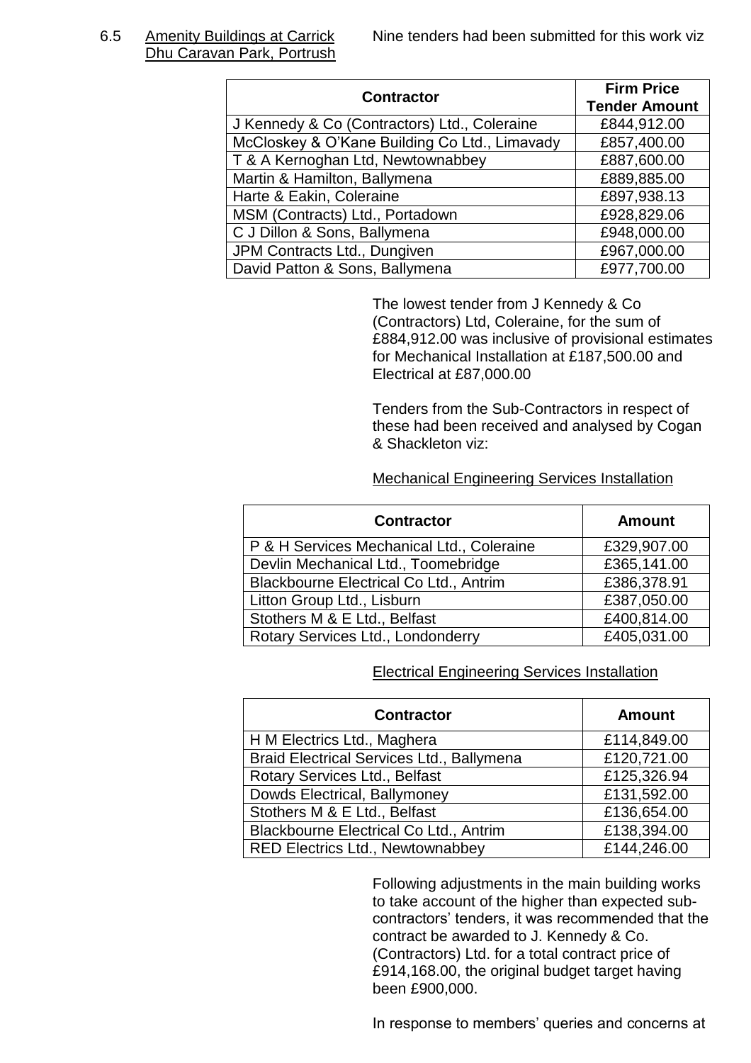6.5 Amenity Buildings at Carrick Dhu Caravan Park, Portrush

Nine tenders had been submitted for this work viz

| Contractor | Firm Price Tender Amount |
| --- | --- |
| J Kennedy & Co (Contractors) Ltd., Coleraine | £844,912.00 |
| McCloskey & O'Kane Building Co Ltd., Limavady | £857,400.00 |
| T & A Kernoghan Ltd, Newtownabbey | £887,600.00 |
| Martin & Hamilton, Ballymena | £889,885.00 |
| Harte & Eakin, Coleraine | £897,938.13 |
| MSM (Contracts) Ltd., Portadown | £928,829.06 |
| C J Dillon & Sons, Ballymena | £948,000.00 |
| JPM Contracts Ltd., Dungiven | £967,000.00 |
| David Patton & Sons, Ballymena | £977,700.00 |

The lowest tender from J Kennedy & Co (Contractors) Ltd, Coleraine, for the sum of £884,912.00 was inclusive of provisional estimates for Mechanical Installation at £187,500.00 and Electrical at £87,000.00

Tenders from the Sub-Contractors in respect of these had been received and analysed by Cogan & Shackleton viz:

Mechanical Engineering Services Installation

| Contractor | Amount |
| --- | --- |
| P & H Services Mechanical Ltd., Coleraine | £329,907.00 |
| Devlin Mechanical Ltd., Toomebridge | £365,141.00 |
| Blackbourne Electrical Co Ltd., Antrim | £386,378.91 |
| Litton Group Ltd., Lisburn | £387,050.00 |
| Stothers M & E Ltd., Belfast | £400,814.00 |
| Rotary Services Ltd., Londonderry | £405,031.00 |

Electrical Engineering Services Installation

| Contractor | Amount |
| --- | --- |
| H M Electrics Ltd., Maghera | £114,849.00 |
| Braid Electrical Services Ltd., Ballymena | £120,721.00 |
| Rotary Services Ltd., Belfast | £125,326.94 |
| Dowds Electrical, Ballymoney | £131,592.00 |
| Stothers M & E Ltd., Belfast | £136,654.00 |
| Blackbourne Electrical Co Ltd., Antrim | £138,394.00 |
| RED Electrics Ltd., Newtownabbey | £144,246.00 |

Following adjustments in the main building works to take account of the higher than expected sub-contractors' tenders, it was recommended that the contract be awarded to J. Kennedy & Co. (Contractors) Ltd. for a total contract price of £914,168.00, the original budget target having been £900,000.

In response to members' queries and concerns at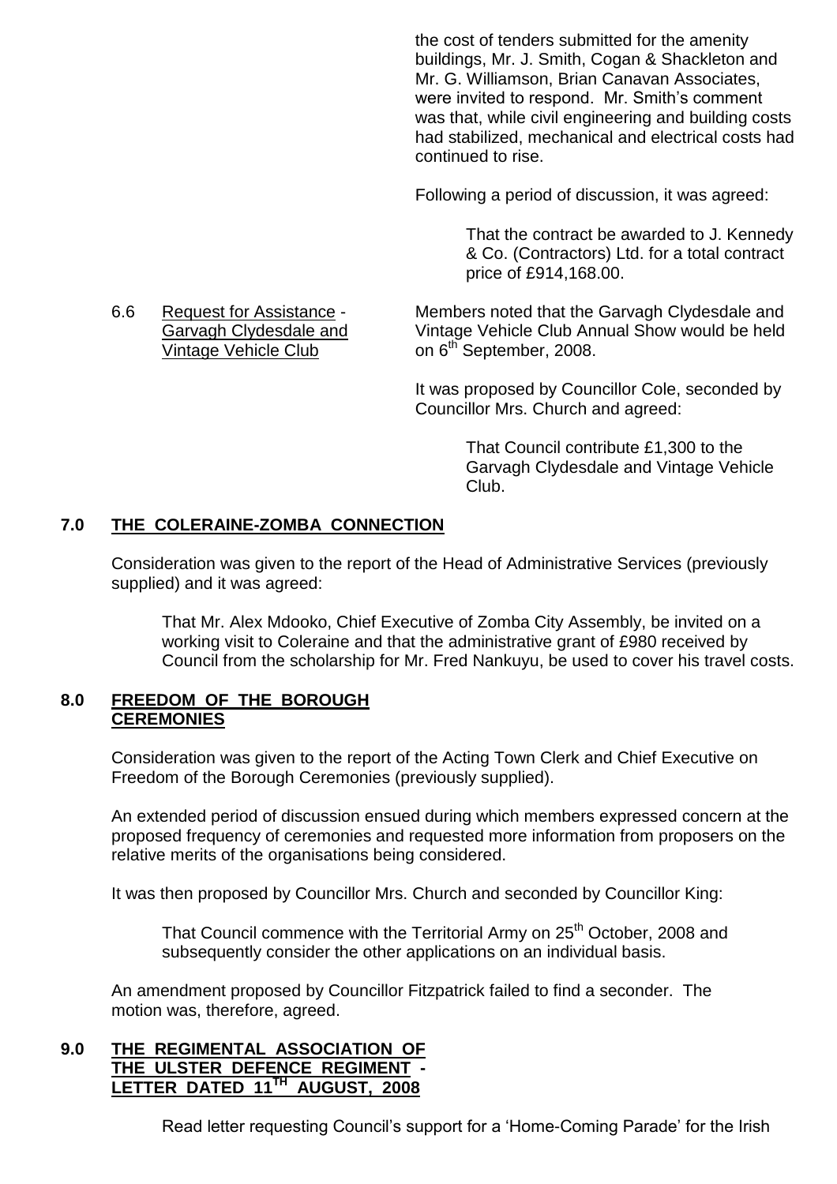the cost of tenders submitted for the amenity buildings, Mr. J. Smith, Cogan & Shackleton and Mr. G. Williamson, Brian Canavan Associates, were invited to respond. Mr. Smith's comment was that, while civil engineering and building costs had stabilized, mechanical and electrical costs had continued to rise.

Following a period of discussion, it was agreed:

> That the contract be awarded to J. Kennedy & Co. (Contractors) Ltd. for a total contract price of £914,168.00.

6.6 Request for Assistance - Garvagh Clydesdale and Vintage Vehicle Club

Members noted that the Garvagh Clydesdale and Vintage Vehicle Club Annual Show would be held on 6th September, 2008.

It was proposed by Councillor Cole, seconded by Councillor Mrs. Church and agreed:

> That Council contribute £1,300 to the Garvagh Clydesdale and Vintage Vehicle Club.

## 7.0 THE COLERAINE-ZOMBA CONNECTION

Consideration was given to the report of the Head of Administrative Services (previously supplied) and it was agreed:

> That Mr. Alex Mdooko, Chief Executive of Zomba City Assembly, be invited on a working visit to Coleraine and that the administrative grant of £980 received by Council from the scholarship for Mr. Fred Nankuyu, be used to cover his travel costs.

## 8.0 FREEDOM OF THE BOROUGH CEREMONIES

Consideration was given to the report of the Acting Town Clerk and Chief Executive on Freedom of the Borough Ceremonies (previously supplied).

An extended period of discussion ensued during which members expressed concern at the proposed frequency of ceremonies and requested more information from proposers on the relative merits of the organisations being considered.

It was then proposed by Councillor Mrs. Church and seconded by Councillor King:

> That Council commence with the Territorial Army on 25th October, 2008 and subsequently consider the other applications on an individual basis.

An amendment proposed by Councillor Fitzpatrick failed to find a seconder. The motion was, therefore, agreed.

## 9.0 THE REGIMENTAL ASSOCIATION OF THE ULSTER DEFENCE REGIMENT - LETTER DATED 11TH AUGUST, 2008

Read letter requesting Council's support for a 'Home-Coming Parade' for the Irish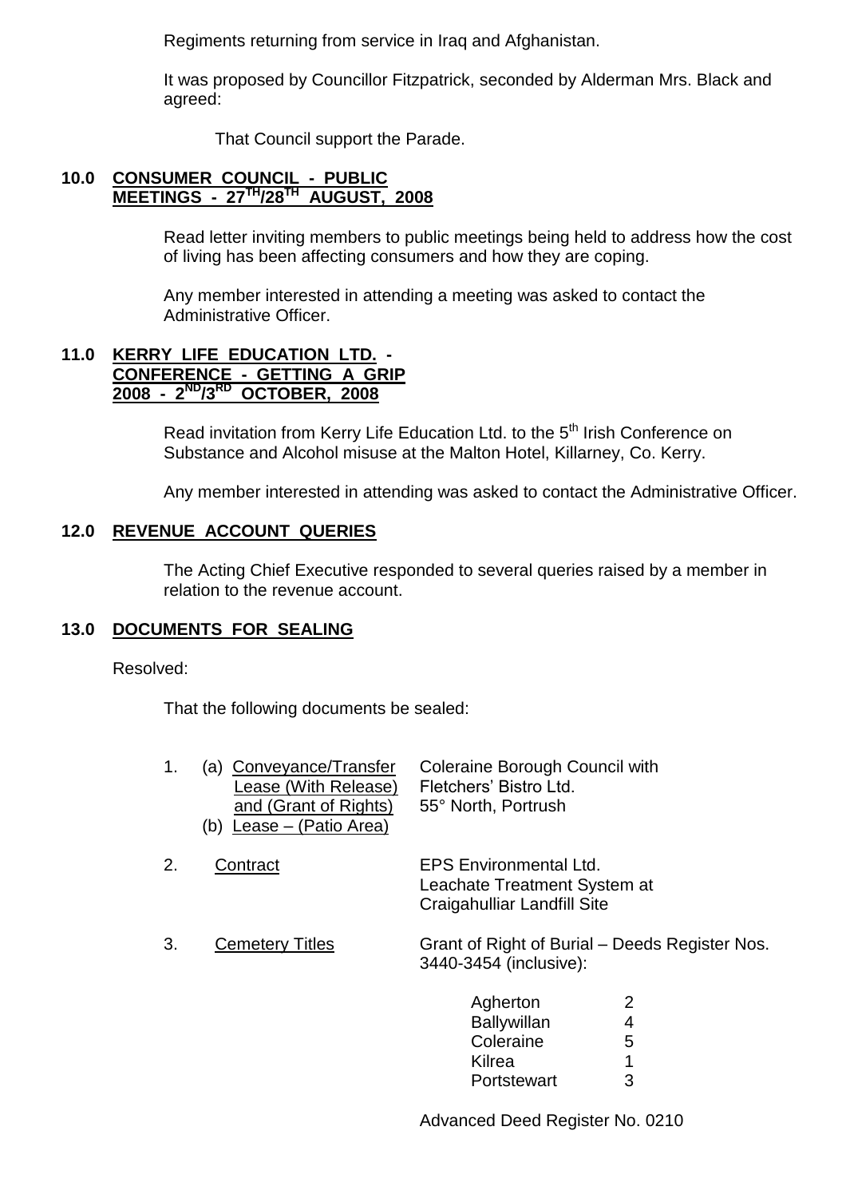Regiments returning from service in Iraq and Afghanistan.

It was proposed by Councillor Fitzpatrick, seconded by Alderman Mrs. Black and agreed:

That Council support the Parade.

## 10.0 CONSUMER COUNCIL - PUBLIC MEETINGS - 27TH/28TH AUGUST, 2008

Read letter inviting members to public meetings being held to address how the cost of living has been affecting consumers and how they are coping.

Any member interested in attending a meeting was asked to contact the Administrative Officer.

## 11.0 KERRY LIFE EDUCATION LTD. - CONFERENCE - GETTING A GRIP 2008 - 2ND/3RD OCTOBER, 2008

Read invitation from Kerry Life Education Ltd. to the 5th Irish Conference on Substance and Alcohol misuse at the Malton Hotel, Killarney, Co. Kerry.

Any member interested in attending was asked to contact the Administrative Officer.

## 12.0 REVENUE ACCOUNT QUERIES

The Acting Chief Executive responded to several queries raised by a member in relation to the revenue account.

## 13.0 DOCUMENTS FOR SEALING

Resolved:

That the following documents be sealed:

1. (a) Conveyance/Transfer Lease (With Release) and (Grant of Rights) — Coleraine Borough Council with Fletchers' Bistro Ltd. 55° North, Portrush
   (b) Lease – (Patio Area)

2. Contract — EPS Environmental Ltd. Leachate Treatment System at Craigahulliar Landfill Site

3. Cemetery Titles — Grant of Right of Burial – Deeds Register Nos. 3440-3454 (inclusive):

| | |
|---|---|
| Agherton | 2 |
| Ballywillan | 4 |
| Coleraine | 5 |
| Kilrea | 1 |
| Portstewart | 3 |

Advanced Deed Register No. 0210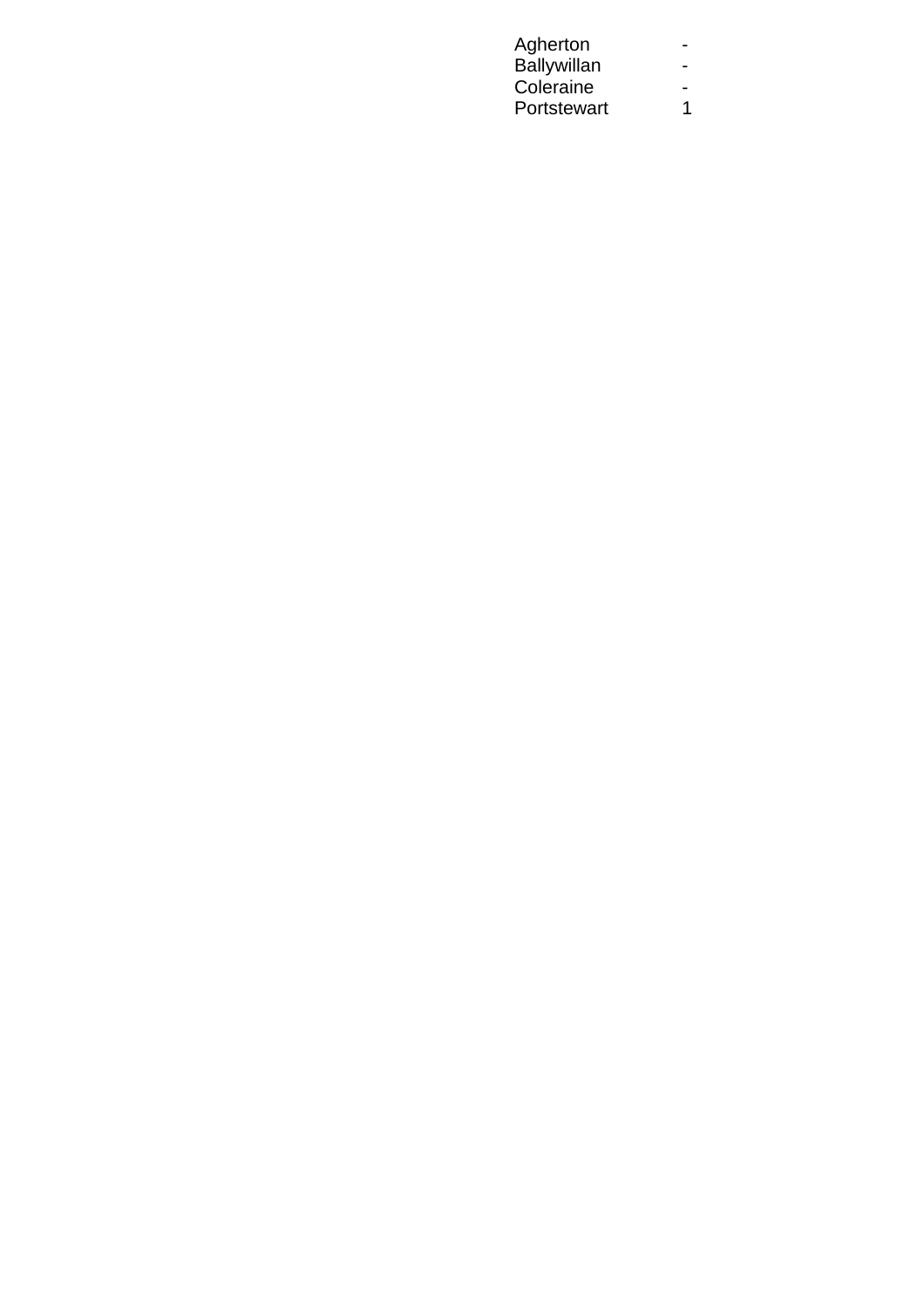| | |
|---|---|
| Agherton | - |
| Ballywillan | - |
| Coleraine | - |
| Portstewart | 1 |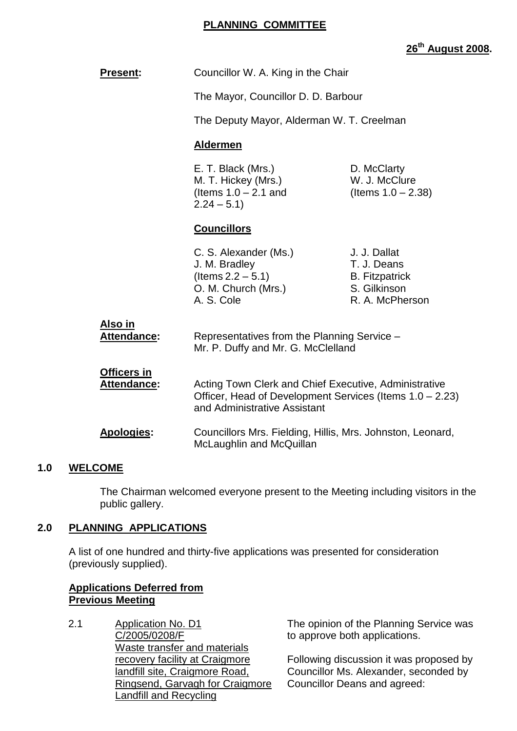# PLANNING COMMITTEE

**26th August 2008.**

**Present:** Councillor W. A. King in the Chair

The Mayor, Councillor D. D. Barbour

The Deputy Mayor, Alderman W. T. Creelman

**Aldermen**

| | |
|---|---|
| E. T. Black (Mrs.) | D. McClarty |
| M. T. Hickey (Mrs.) (Items 1.0 – 2.1 and 2.24 – 5.1) | W. J. McClure (Items 1.0 – 2.38) |

**Councillors**

| | |
|---|---|
| C. S. Alexander (Ms.) | J. J. Dallat |
| J. M. Bradley (Items 2.2 – 5.1) | T. J. Deans |
| O. M. Church (Mrs.) | B. Fitzpatrick |
| A. S. Cole | S. Gilkinson |
| | R. A. McPherson |

**Also in Attendance:** Representatives from the Planning Service – Mr. P. Duffy and Mr. G. McClelland

**Officers in Attendance:** Acting Town Clerk and Chief Executive, Administrative Officer, Head of Development Services (Items 1.0 – 2.23) and Administrative Assistant

**Apologies:** Councillors Mrs. Fielding, Hillis, Mrs. Johnston, Leonard, McLaughlin and McQuillan

## 1.0 WELCOME

The Chairman welcomed everyone present to the Meeting including visitors in the public gallery.

## 2.0 PLANNING APPLICATIONS

A list of one hundred and thirty-five applications was presented for consideration (previously supplied).

**Applications Deferred from Previous Meeting**

2.1 Application No. D1
C/2005/0208/F
Waste transfer and materials recovery facility at Craigmore landfill site, Craigmore Road, Ringsend, Garvagh for Craigmore Landfill and Recycling

The opinion of the Planning Service was to approve both applications.

Following discussion it was proposed by Councillor Ms. Alexander, seconded by Councillor Deans and agreed: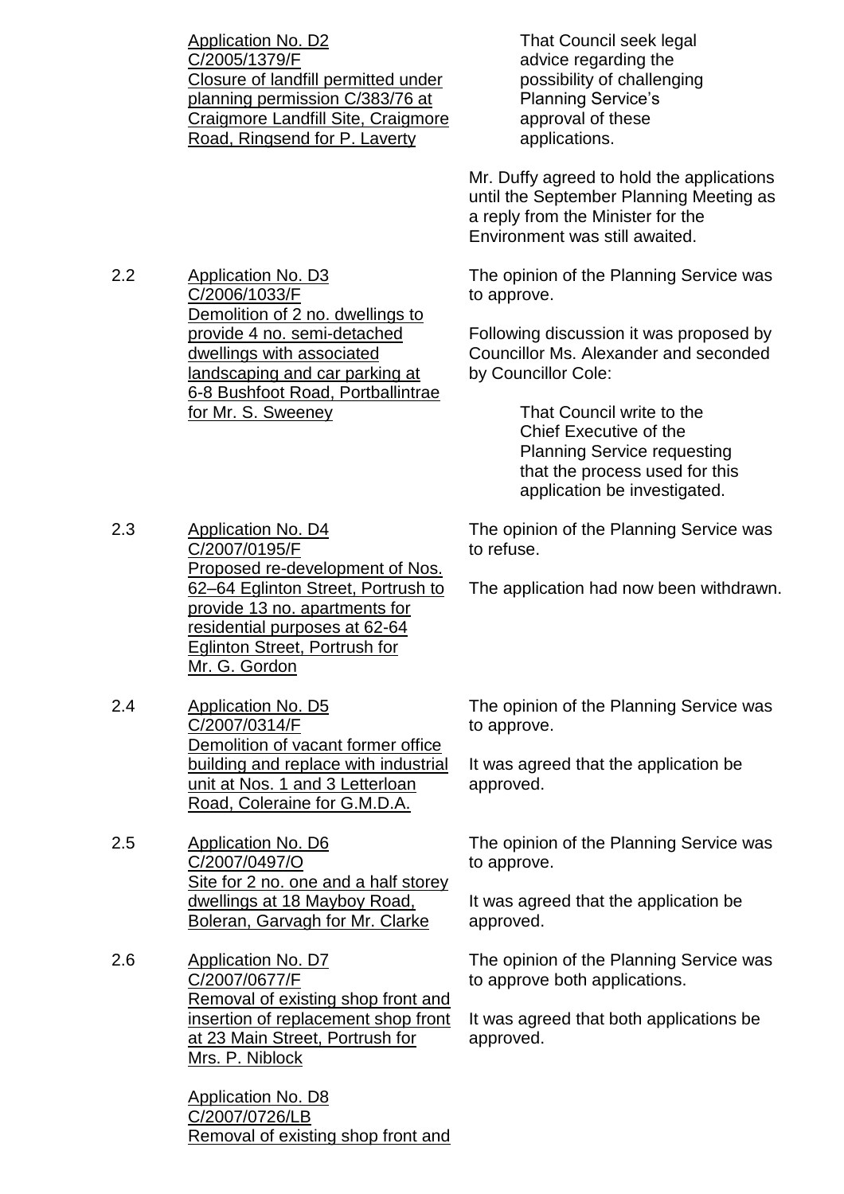Application No. D2
C/2005/1379/F
Closure of landfill permitted under planning permission C/383/76 at Craigmore Landfill Site, Craigmore Road, Ringsend for P. Laverty

> That Council seek legal advice regarding the possibility of challenging Planning Service's approval of these applications.

Mr. Duffy agreed to hold the applications until the September Planning Meeting as a reply from the Minister for the Environment was still awaited.

2.2 Application No. D3
C/2006/1033/F
Demolition of 2 no. dwellings to provide 4 no. semi-detached dwellings with associated landscaping and car parking at 6-8 Bushfoot Road, Portballintrae for Mr. S. Sweeney

The opinion of the Planning Service was to approve.

Following discussion it was proposed by Councillor Ms. Alexander and seconded by Councillor Cole:

> That Council write to the Chief Executive of the Planning Service requesting that the process used for this application be investigated.

2.3 Application No. D4
C/2007/0195/F
Proposed re-development of Nos. 62–64 Eglinton Street, Portrush to provide 13 no. apartments for residential purposes at 62-64 Eglinton Street, Portrush for Mr. G. Gordon

The opinion of the Planning Service was to refuse.

The application had now been withdrawn.

2.4 Application No. D5
C/2007/0314/F
Demolition of vacant former office building and replace with industrial unit at Nos. 1 and 3 Letterloan Road, Coleraine for G.M.D.A.

The opinion of the Planning Service was to approve.

It was agreed that the application be approved.

2.5 Application No. D6
C/2007/0497/O
Site for 2 no. one and a half storey dwellings at 18 Mayboy Road, Boleran, Garvagh for Mr. Clarke

The opinion of the Planning Service was to approve.

It was agreed that the application be approved.

2.6 Application No. D7
C/2007/0677/F
Removal of existing shop front and insertion of replacement shop front at 23 Main Street, Portrush for Mrs. P. Niblock

Application No. D8
C/2007/0726/LB
Removal of existing shop front and

The opinion of the Planning Service was to approve both applications.

It was agreed that both applications be approved.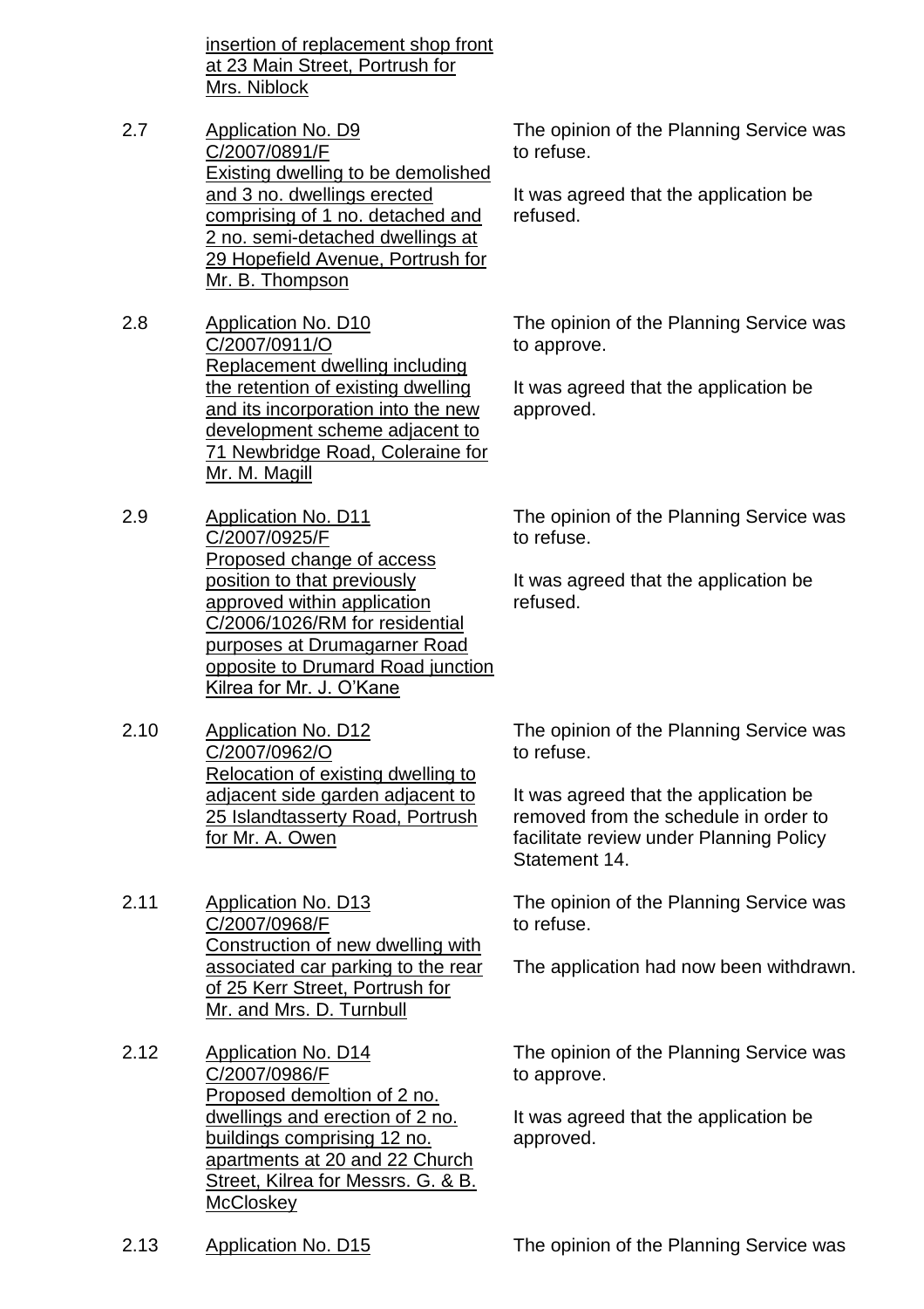insertion of replacement shop front at 23 Main Street, Portrush for Mrs. Niblock

| | | |
|---|---|---|
| 2.7 | Application No. D9<br>C/2007/0891/F<br>Existing dwelling to be demolished and 3 no. dwellings erected comprising of 1 no. detached and 2 no. semi-detached dwellings at 29 Hopefield Avenue, Portrush for Mr. B. Thompson | The opinion of the Planning Service was to refuse.<br><br>It was agreed that the application be refused. |
| 2.8 | Application No. D10<br>C/2007/0911/O<br>Replacement dwelling including the retention of existing dwelling and its incorporation into the new development scheme adjacent to 71 Newbridge Road, Coleraine for Mr. M. Magill | The opinion of the Planning Service was to approve.<br><br>It was agreed that the application be approved. |
| 2.9 | Application No. D11<br>C/2007/0925/F<br>Proposed change of access position to that previously approved within application C/2006/1026/RM for residential purposes at Drumagarner Road opposite to Drumard Road junction Kilrea for Mr. J. O'Kane | The opinion of the Planning Service was to refuse.<br><br>It was agreed that the application be refused. |
| 2.10 | Application No. D12<br>C/2007/0962/O<br>Relocation of existing dwelling to adjacent side garden adjacent to 25 Islandtasserty Road, Portrush for Mr. A. Owen | The opinion of the Planning Service was to refuse.<br><br>It was agreed that the application be removed from the schedule in order to facilitate review under Planning Policy Statement 14. |
| 2.11 | Application No. D13<br>C/2007/0968/F<br>Construction of new dwelling with associated car parking to the rear of 25 Kerr Street, Portrush for Mr. and Mrs. D. Turnbull | The opinion of the Planning Service was to refuse.<br><br>The application had now been withdrawn. |
| 2.12 | Application No. D14<br>C/2007/0986/F<br>Proposed demoltion of 2 no. dwellings and erection of 2 no. buildings comprising 12 no. apartments at 20 and 22 Church Street, Kilrea for Messrs. G. & B. McCloskey | The opinion of the Planning Service was to approve.<br><br>It was agreed that the application be approved. |
| 2.13 | Application No. D15 | The opinion of the Planning Service was |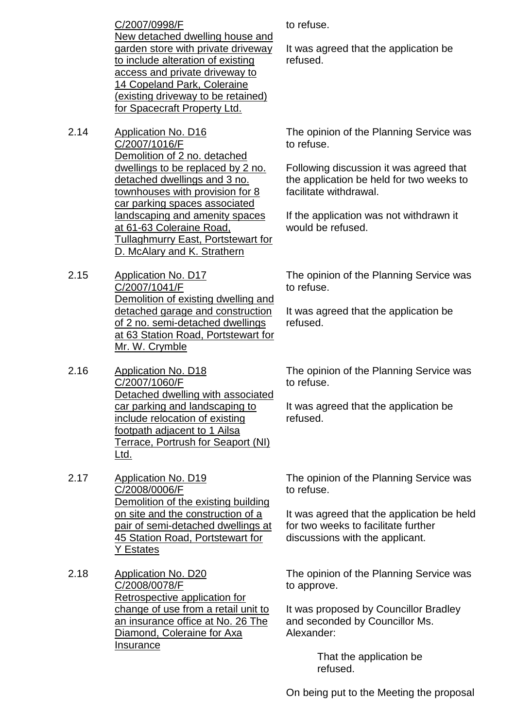| | | |
|---|---|---|
| | <u>C/2007/0998/F</u><br><u>New detached dwelling house and garden store with private driveway to include alteration of existing access and private driveway to 14 Copeland Park, Coleraine (existing driveway to be retained) for Spacecraft Property Ltd.</u> | to refuse.<br><br>It was agreed that the application be refused. |
| 2.14 | <u>Application No. D16</u><br><u>C/2007/1016/F</u><br><u>Demolition of 2 no. detached dwellings to be replaced by 2 no. detached dwellings and 3 no. townhouses with provision for 8 car parking spaces associated landscaping and amenity spaces at 61-63 Coleraine Road, Tullaghmurry East, Portstewart for D. McAlary and K. Strathern</u> | The opinion of the Planning Service was to refuse.<br><br>Following discussion it was agreed that the application be held for two weeks to facilitate withdrawal.<br><br>If the application was not withdrawn it would be refused. |
| 2.15 | <u>Application No. D17</u><br><u>C/2007/1041/F</u><br><u>Demolition of existing dwelling and detached garage and construction of 2 no. semi-detached dwellings at 63 Station Road, Portstewart for Mr. W. Crymble</u> | The opinion of the Planning Service was to refuse.<br><br>It was agreed that the application be refused. |
| 2.16 | <u>Application No. D18</u><br><u>C/2007/1060/F</u><br><u>Detached dwelling with associated car parking and landscaping to include relocation of existing footpath adjacent to 1 Ailsa Terrace, Portrush for Seaport (NI) Ltd.</u> | The opinion of the Planning Service was to refuse.<br><br>It was agreed that the application be refused. |
| 2.17 | <u>Application No. D19</u><br><u>C/2008/0006/F</u><br><u>Demolition of the existing building on site and the construction of a pair of semi-detached dwellings at 45 Station Road, Portstewart for Y Estates</u> | The opinion of the Planning Service was to refuse.<br><br>It was agreed that the application be held for two weeks to facilitate further discussions with the applicant. |
| 2.18 | <u>Application No. D20</u><br><u>C/2008/0078/F</u><br><u>Retrospective application for change of use from a retail unit to an insurance office at No. 26 The Diamond, Coleraine for Axa Insurance</u> | The opinion of the Planning Service was to approve.<br><br>It was proposed by Councillor Bradley and seconded by Councillor Ms. Alexander:<br><br>That the application be refused.<br><br>On being put to the Meeting the proposal |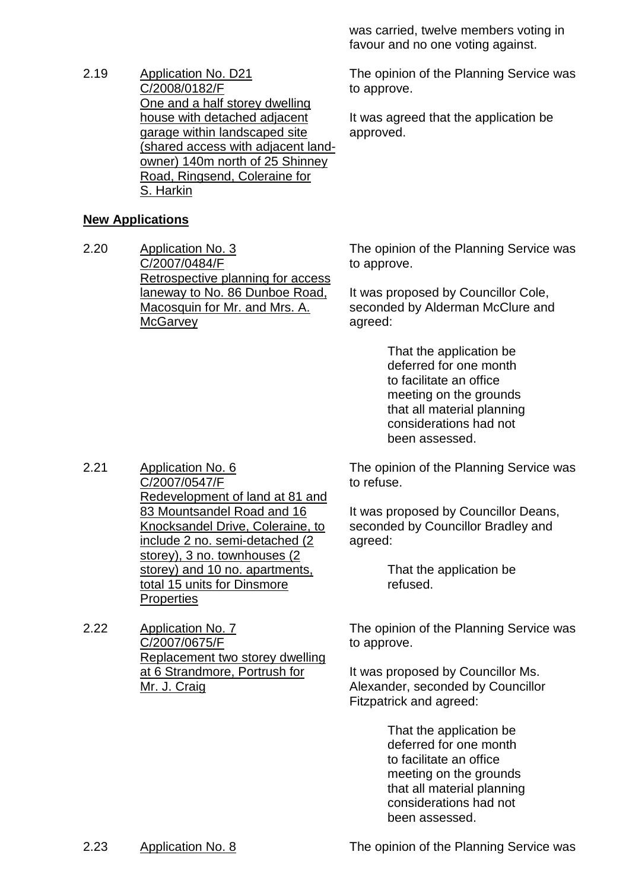was carried, twelve members voting in favour and no one voting against.

2.19 Application No. D21 C/2008/0182/F One and a half storey dwelling house with detached adjacent garage within landscaped site (shared access with adjacent land-owner) 140m north of 25 Shinney Road, Ringsend, Coleraine for S. Harkin

The opinion of the Planning Service was to approve.

It was agreed that the application be approved.

**New Applications**

2.20 Application No. 3 C/2007/0484/F Retrospective planning for access laneway to No. 86 Dunboe Road, Macosquin for Mr. and Mrs. A. McGarvey

The opinion of the Planning Service was to approve.

It was proposed by Councillor Cole, seconded by Alderman McClure and agreed:

> That the application be deferred for one month to facilitate an office meeting on the grounds that all material planning considerations had not been assessed.

2.21 Application No. 6 C/2007/0547/F Redevelopment of land at 81 and 83 Mountsandel Road and 16 Knocksandel Drive, Coleraine, to include 2 no. semi-detached (2 storey), 3 no. townhouses (2 storey) and 10 no. apartments, total 15 units for Dinsmore Properties

The opinion of the Planning Service was to refuse.

It was proposed by Councillor Deans, seconded by Councillor Bradley and agreed:

> That the application be refused.

2.22 Application No. 7 C/2007/0675/F Replacement two storey dwelling at 6 Strandmore, Portrush for Mr. J. Craig

The opinion of the Planning Service was to approve.

It was proposed by Councillor Ms. Alexander, seconded by Councillor Fitzpatrick and agreed:

> That the application be deferred for one month to facilitate an office meeting on the grounds that all material planning considerations had not been assessed.

2.23 Application No. 8

The opinion of the Planning Service was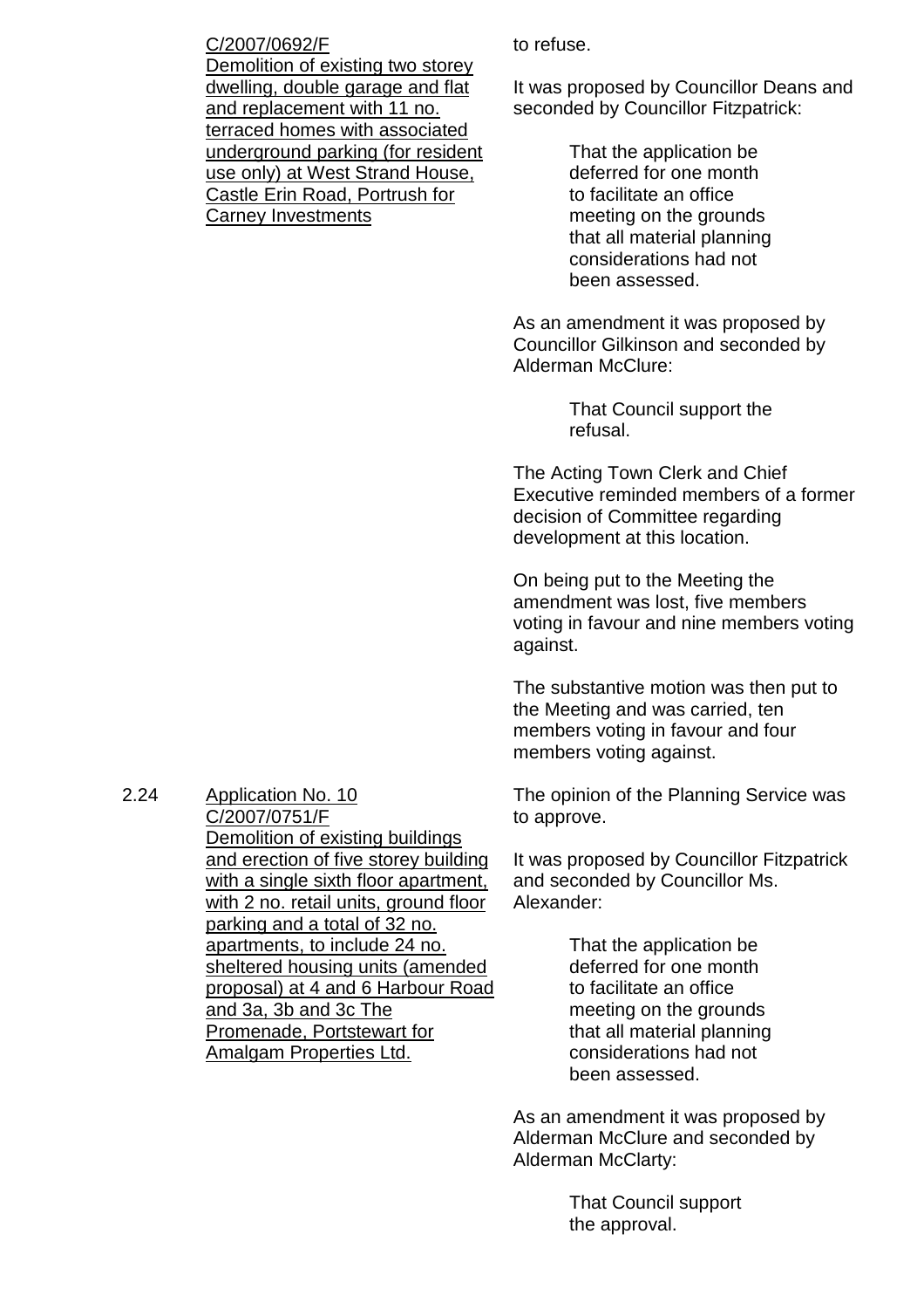C/2007/0692/F
Demolition of existing two storey dwelling, double garage and flat and replacement with 11 no. terraced homes with associated underground parking (for resident use only) at West Strand House, Castle Erin Road, Portrush for Carney Investments

to refuse.

It was proposed by Councillor Deans and seconded by Councillor Fitzpatrick:

> That the application be deferred for one month to facilitate an office meeting on the grounds that all material planning considerations had not been assessed.

As an amendment it was proposed by Councillor Gilkinson and seconded by Alderman McClure:

> That Council support the refusal.

The Acting Town Clerk and Chief Executive reminded members of a former decision of Committee regarding development at this location.

On being put to the Meeting the amendment was lost, five members voting in favour and nine members voting against.

The substantive motion was then put to the Meeting and was carried, ten members voting in favour and four members voting against.

2.24 Application No. 10
C/2007/0751/F
Demolition of existing buildings and erection of five storey building with a single sixth floor apartment, with 2 no. retail units, ground floor parking and a total of 32 no. apartments, to include 24 no. sheltered housing units (amended proposal) at 4 and 6 Harbour Road and 3a, 3b and 3c The Promenade, Portstewart for Amalgam Properties Ltd.

The opinion of the Planning Service was to approve.

It was proposed by Councillor Fitzpatrick and seconded by Councillor Ms. Alexander:

> That the application be deferred for one month to facilitate an office meeting on the grounds that all material planning considerations had not been assessed.

As an amendment it was proposed by Alderman McClure and seconded by Alderman McClarty:

> That Council support the approval.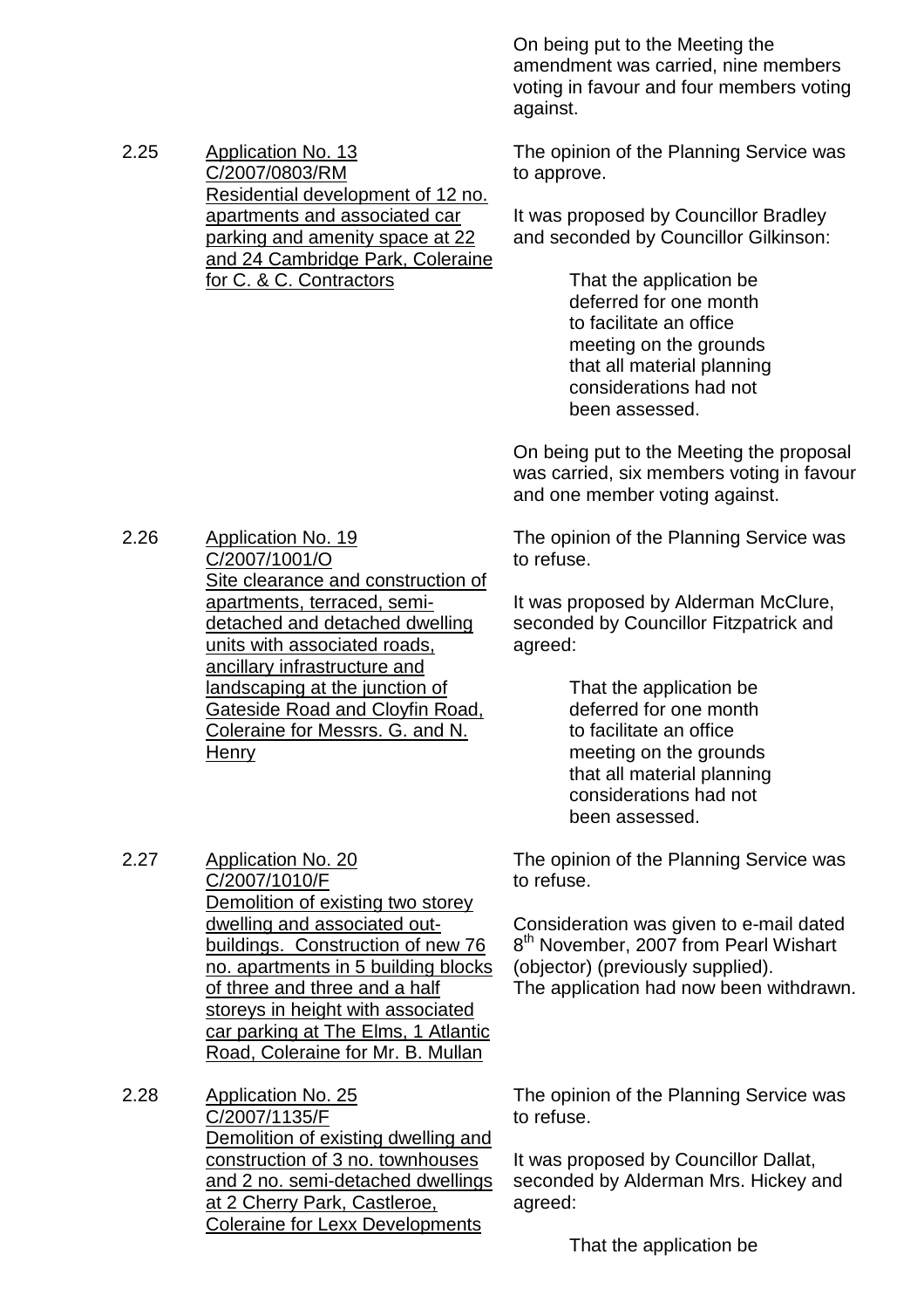On being put to the Meeting the amendment was carried, nine members voting in favour and four members voting against.

2.25 Application No. 13
C/2007/0803/RM
Residential development of 12 no. apartments and associated car parking and amenity space at 22 and 24 Cambridge Park, Coleraine for C. & C. Contractors

The opinion of the Planning Service was to approve.

It was proposed by Councillor Bradley and seconded by Councillor Gilkinson:

> That the application be deferred for one month to facilitate an office meeting on the grounds that all material planning considerations had not been assessed.

On being put to the Meeting the proposal was carried, six members voting in favour and one member voting against.

2.26 Application No. 19
C/2007/1001/O
Site clearance and construction of apartments, terraced, semi-detached and detached dwelling units with associated roads, ancillary infrastructure and landscaping at the junction of Gateside Road and Cloyfin Road, Coleraine for Messrs. G. and N. Henry

The opinion of the Planning Service was to refuse.

It was proposed by Alderman McClure, seconded by Councillor Fitzpatrick and agreed:

> That the application be deferred for one month to facilitate an office meeting on the grounds that all material planning considerations had not been assessed.

2.27 Application No. 20
C/2007/1010/F
Demolition of existing two storey dwelling and associated out-buildings. Construction of new 76 no. apartments in 5 building blocks of three and three and a half storeys in height with associated car parking at The Elms, 1 Atlantic Road, Coleraine for Mr. B. Mullan

The opinion of the Planning Service was to refuse.

Consideration was given to e-mail dated 8th November, 2007 from Pearl Wishart (objector) (previously supplied).
The application had now been withdrawn.

2.28 Application No. 25
C/2007/1135/F
Demolition of existing dwelling and construction of 3 no. townhouses and 2 no. semi-detached dwellings at 2 Cherry Park, Castleroe, Coleraine for Lexx Developments

The opinion of the Planning Service was to refuse.

It was proposed by Councillor Dallat, seconded by Alderman Mrs. Hickey and agreed:

> That the application be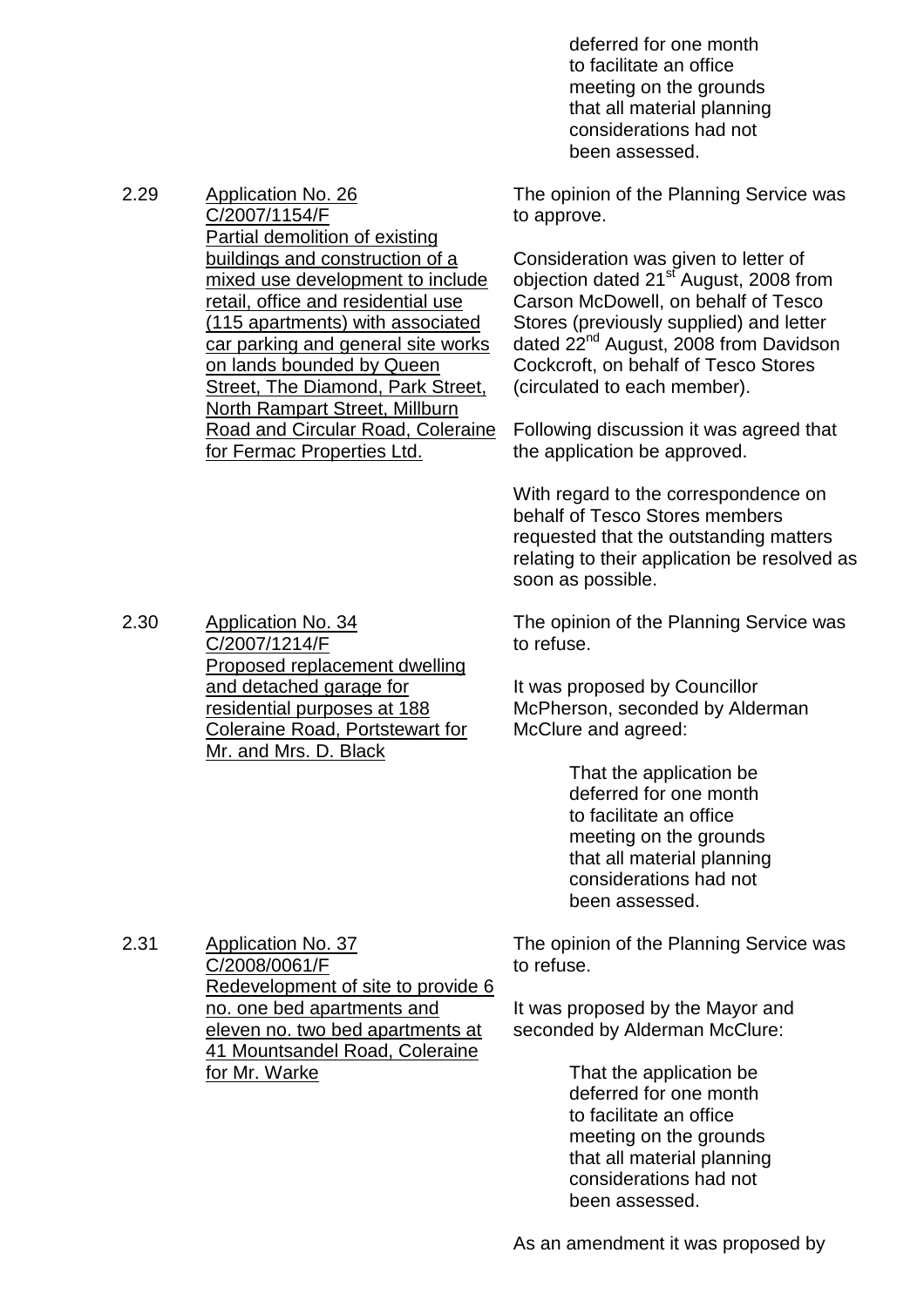> That the application be deferred for one month to facilitate an office meeting on the grounds that all material planning considerations had not been assessed.

2.29 <u>Application No. 26 C/2007/1154/F Partial demolition of existing buildings and construction of a mixed use development to include retail, office and residential use (115 apartments) with associated car parking and general site works on lands bounded by Queen Street, The Diamond, Park Street, North Rampart Street, Millburn Road and Circular Road, Coleraine for Fermac Properties Ltd.</u>

The opinion of the Planning Service was to approve.

Consideration was given to letter of objection dated 21st August, 2008 from Carson McDowell, on behalf of Tesco Stores (previously supplied) and letter dated 22nd August, 2008 from Davidson Cockcroft, on behalf of Tesco Stores (circulated to each member).

Following discussion it was agreed that the application be approved.

With regard to the correspondence on behalf of Tesco Stores members requested that the outstanding matters relating to their application be resolved as soon as possible.

2.30 <u>Application No. 34 C/2007/1214/F Proposed replacement dwelling and detached garage for residential purposes at 188 Coleraine Road, Portstewart for Mr. and Mrs. D. Black</u>

The opinion of the Planning Service was to refuse.

It was proposed by Councillor McPherson, seconded by Alderman McClure and agreed:

> That the application be deferred for one month to facilitate an office meeting on the grounds that all material planning considerations had not been assessed.

2.31 <u>Application No. 37 C/2008/0061/F Redevelopment of site to provide 6 no. one bed apartments and eleven no. two bed apartments at 41 Mountsandel Road, Coleraine for Mr. Warke</u>

The opinion of the Planning Service was to refuse.

It was proposed by the Mayor and seconded by Alderman McClure:

> That the application be deferred for one month to facilitate an office meeting on the grounds that all material planning considerations had not been assessed.

As an amendment it was proposed by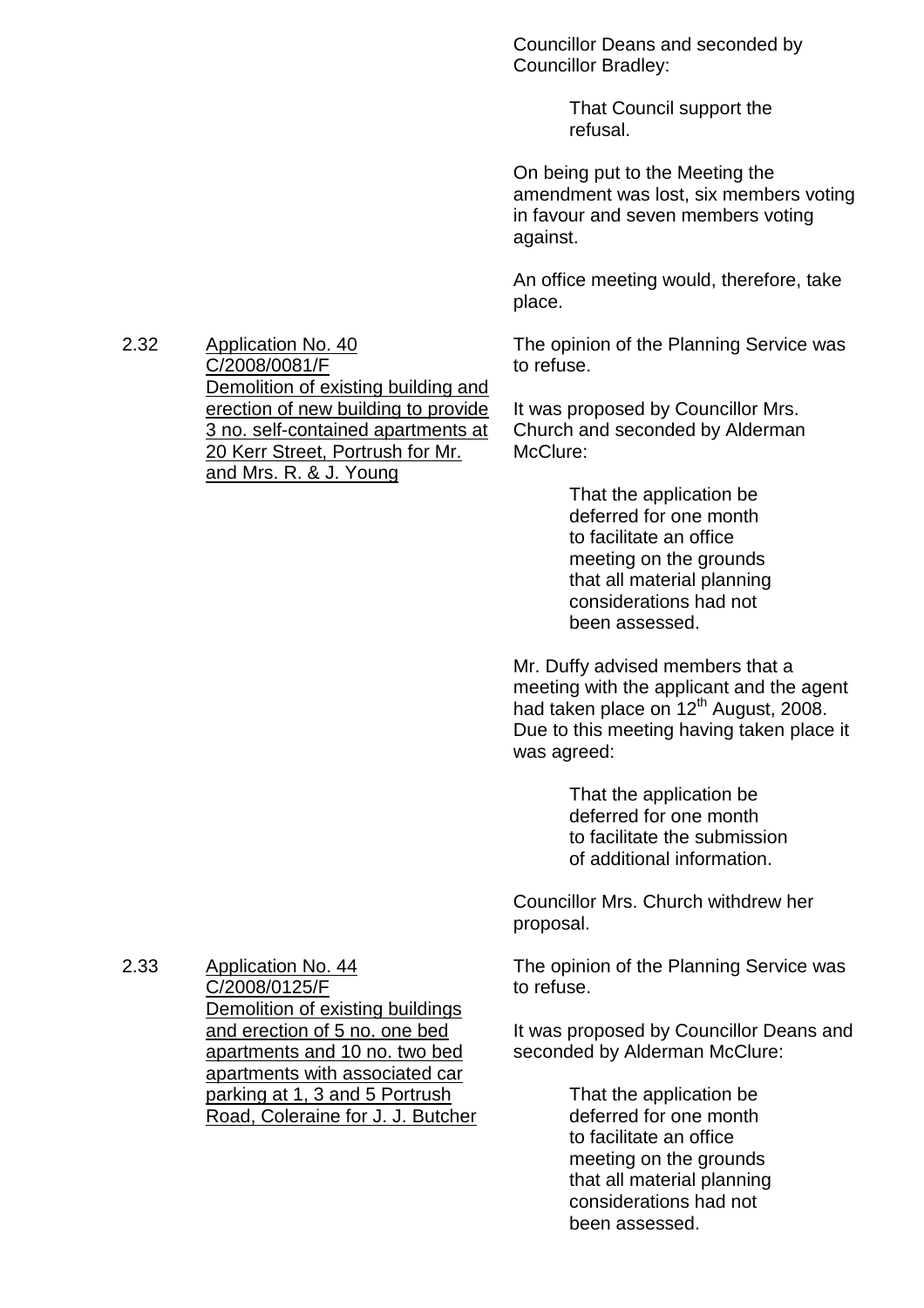Councillor Deans and seconded by Councillor Bradley:

> That Council support the refusal.

On being put to the Meeting the amendment was lost, six members voting in favour and seven members voting against.

An office meeting would, therefore, take place.

**2.32 Application No. 40**
**C/2008/0081/F**
**Demolition of existing building and erection of new building to provide 3 no. self-contained apartments at 20 Kerr Street, Portrush for Mr. and Mrs. R. & J. Young**

The opinion of the Planning Service was to refuse.

It was proposed by Councillor Mrs. Church and seconded by Alderman McClure:

> That the application be deferred for one month to facilitate an office meeting on the grounds that all material planning considerations had not been assessed.

Mr. Duffy advised members that a meeting with the applicant and the agent had taken place on 12th August, 2008. Due to this meeting having taken place it was agreed:

> That the application be deferred for one month to facilitate the submission of additional information.

Councillor Mrs. Church withdrew her proposal.

**2.33 Application No. 44**
**C/2008/0125/F**
**Demolition of existing buildings and erection of 5 no. one bed apartments and 10 no. two bed apartments with associated car parking at 1, 3 and 5 Portrush Road, Coleraine for J. J. Butcher**

The opinion of the Planning Service was to refuse.

It was proposed by Councillor Deans and seconded by Alderman McClure:

> That the application be deferred for one month to facilitate an office meeting on the grounds that all material planning considerations had not been assessed.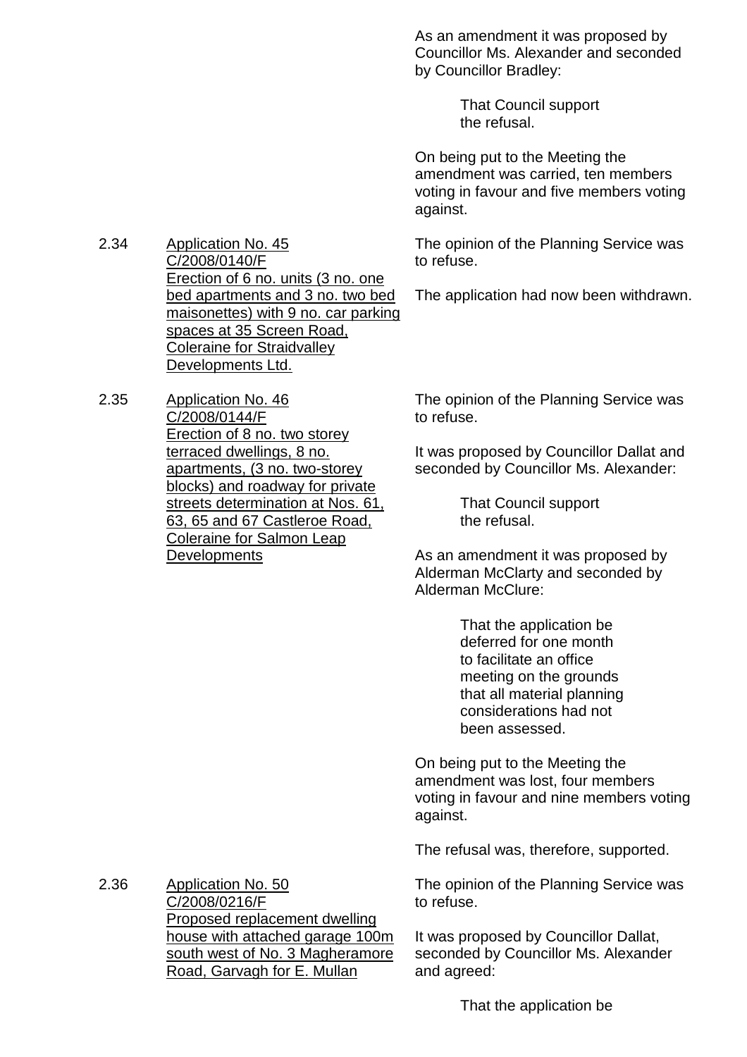As an amendment it was proposed by Councillor Ms. Alexander and seconded by Councillor Bradley:

> That Council support the refusal.

On being put to the Meeting the amendment was carried, ten members voting in favour and five members voting against.

2.34 Application No. 45 C/2008/0140/F Erection of 6 no. units (3 no. one bed apartments and 3 no. two bed maisonettes) with 9 no. car parking spaces at 35 Screen Road, Coleraine for Straidvalley Developments Ltd.

The opinion of the Planning Service was to refuse.

The application had now been withdrawn.

2.35 Application No. 46 C/2008/0144/F Erection of 8 no. two storey terraced dwellings, 8 no. apartments, (3 no. two-storey blocks) and roadway for private streets determination at Nos. 61, 63, 65 and 67 Castleroe Road, Coleraine for Salmon Leap Developments

The opinion of the Planning Service was to refuse.

It was proposed by Councillor Dallat and seconded by Councillor Ms. Alexander:

> That Council support the refusal.

As an amendment it was proposed by Alderman McClarty and seconded by Alderman McClure:

> That the application be deferred for one month to facilitate an office meeting on the grounds that all material planning considerations had not been assessed.

On being put to the Meeting the amendment was lost, four members voting in favour and nine members voting against.

The refusal was, therefore, supported.

2.36 Application No. 50 C/2008/0216/F Proposed replacement dwelling house with attached garage 100m south west of No. 3 Magheramore Road, Garvagh for E. Mullan

The opinion of the Planning Service was to refuse.

It was proposed by Councillor Dallat, seconded by Councillor Ms. Alexander and agreed:

> That the application be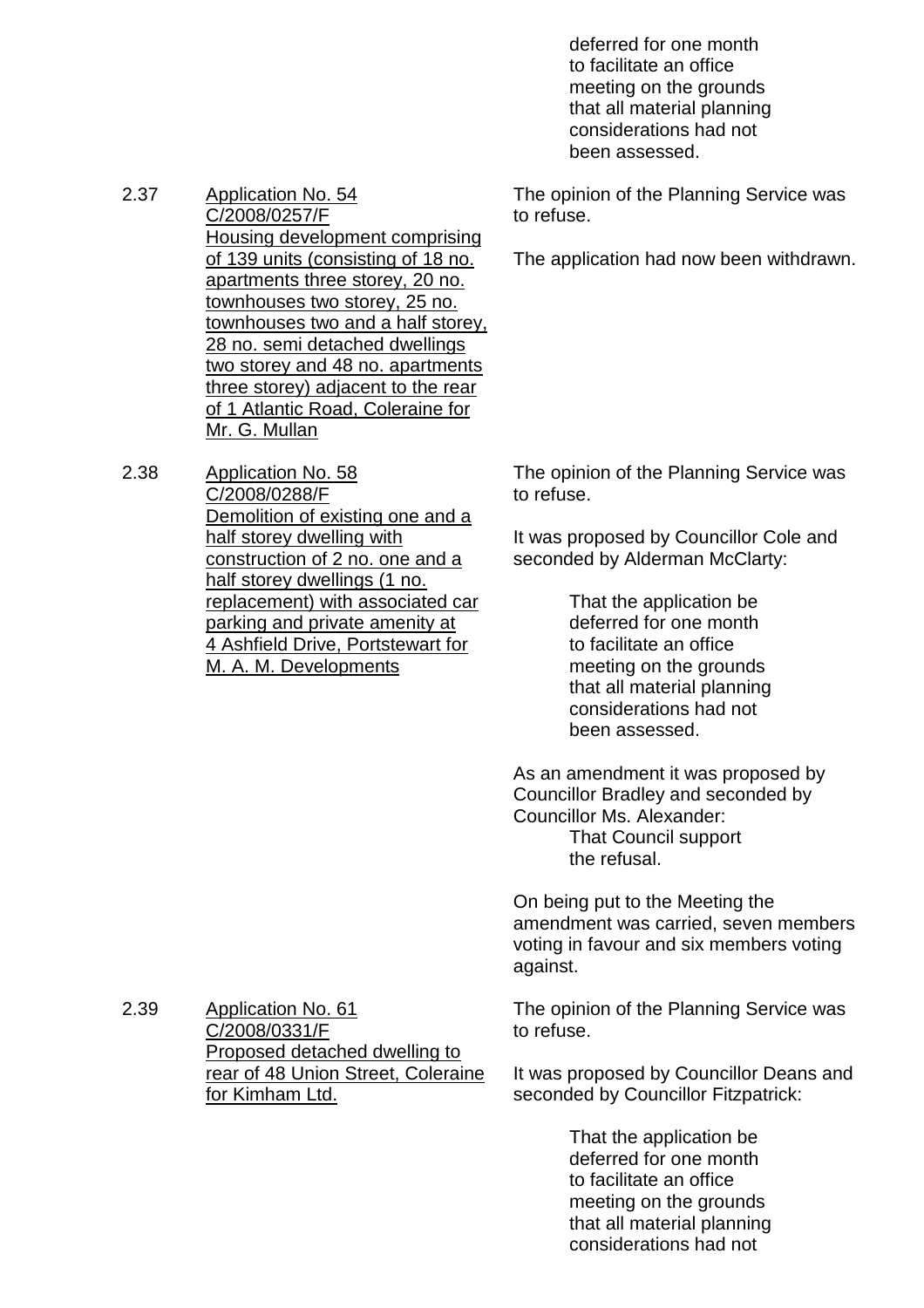deferred for one month to facilitate an office meeting on the grounds that all material planning considerations had not been assessed.

2.37 Application No. 54
C/2008/0257/F
Housing development comprising of 139 units (consisting of 18 no. apartments three storey, 20 no. townhouses two storey, 25 no. townhouses two and a half storey, 28 no. semi detached dwellings two storey and 48 no. apartments three storey) adjacent to the rear of 1 Atlantic Road, Coleraine for Mr. G. Mullan

The opinion of the Planning Service was to refuse.

The application had now been withdrawn.

2.38 Application No. 58
C/2008/0288/F
Demolition of existing one and a half storey dwelling with construction of 2 no. one and a half storey dwellings (1 no. replacement) with associated car parking and private amenity at 4 Ashfield Drive, Portstewart for M. A. M. Developments

The opinion of the Planning Service was to refuse.

It was proposed by Councillor Cole and seconded by Alderman McClarty:

> That the application be deferred for one month to facilitate an office meeting on the grounds that all material planning considerations had not been assessed.

As an amendment it was proposed by Councillor Bradley and seconded by Councillor Ms. Alexander:

> That Council support the refusal.

On being put to the Meeting the amendment was carried, seven members voting in favour and six members voting against.

2.39 Application No. 61
C/2008/0331/F
Proposed detached dwelling to rear of 48 Union Street, Coleraine for Kimham Ltd.

The opinion of the Planning Service was to refuse.

It was proposed by Councillor Deans and seconded by Councillor Fitzpatrick:

> That the application be deferred for one month to facilitate an office meeting on the grounds that all material planning considerations had not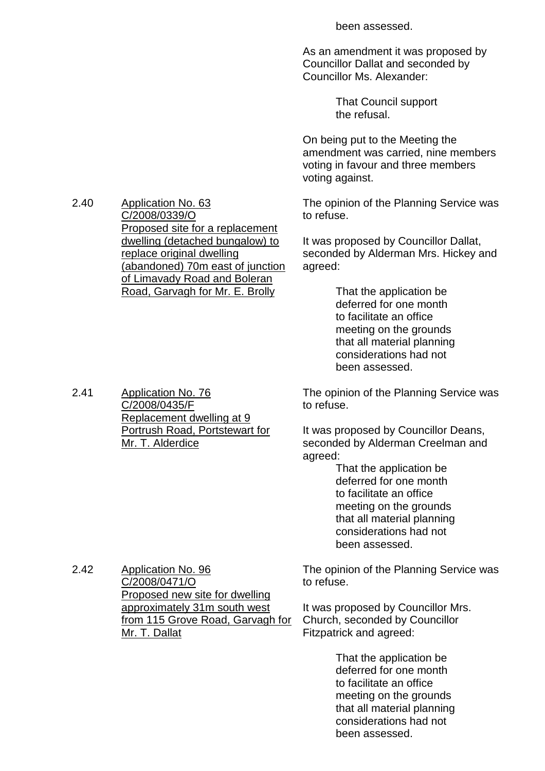been assessed.

As an amendment it was proposed by Councillor Dallat and seconded by Councillor Ms. Alexander:

> That Council support the refusal.

On being put to the Meeting the amendment was carried, nine members voting in favour and three members voting against.

2.40 Application No. 63
C/2008/0339/O
Proposed site for a replacement dwelling (detached bungalow) to replace original dwelling (abandoned) 70m east of junction of Limavady Road and Boleran Road, Garvagh for Mr. E. Brolly

The opinion of the Planning Service was to refuse.

It was proposed by Councillor Dallat, seconded by Alderman Mrs. Hickey and agreed:

> That the application be deferred for one month to facilitate an office meeting on the grounds that all material planning considerations had not been assessed.

2.41 Application No. 76
C/2008/0435/F
Replacement dwelling at 9 Portrush Road, Portstewart for Mr. T. Alderdice

The opinion of the Planning Service was to refuse.

It was proposed by Councillor Deans, seconded by Alderman Creelman and agreed:

> That the application be deferred for one month to facilitate an office meeting on the grounds that all material planning considerations had not been assessed.

2.42 Application No. 96
C/2008/0471/O
Proposed new site for dwelling approximately 31m south west from 115 Grove Road, Garvagh for Mr. T. Dallat

The opinion of the Planning Service was to refuse.

It was proposed by Councillor Mrs. Church, seconded by Councillor Fitzpatrick and agreed:

> That the application be deferred for one month to facilitate an office meeting on the grounds that all material planning considerations had not been assessed.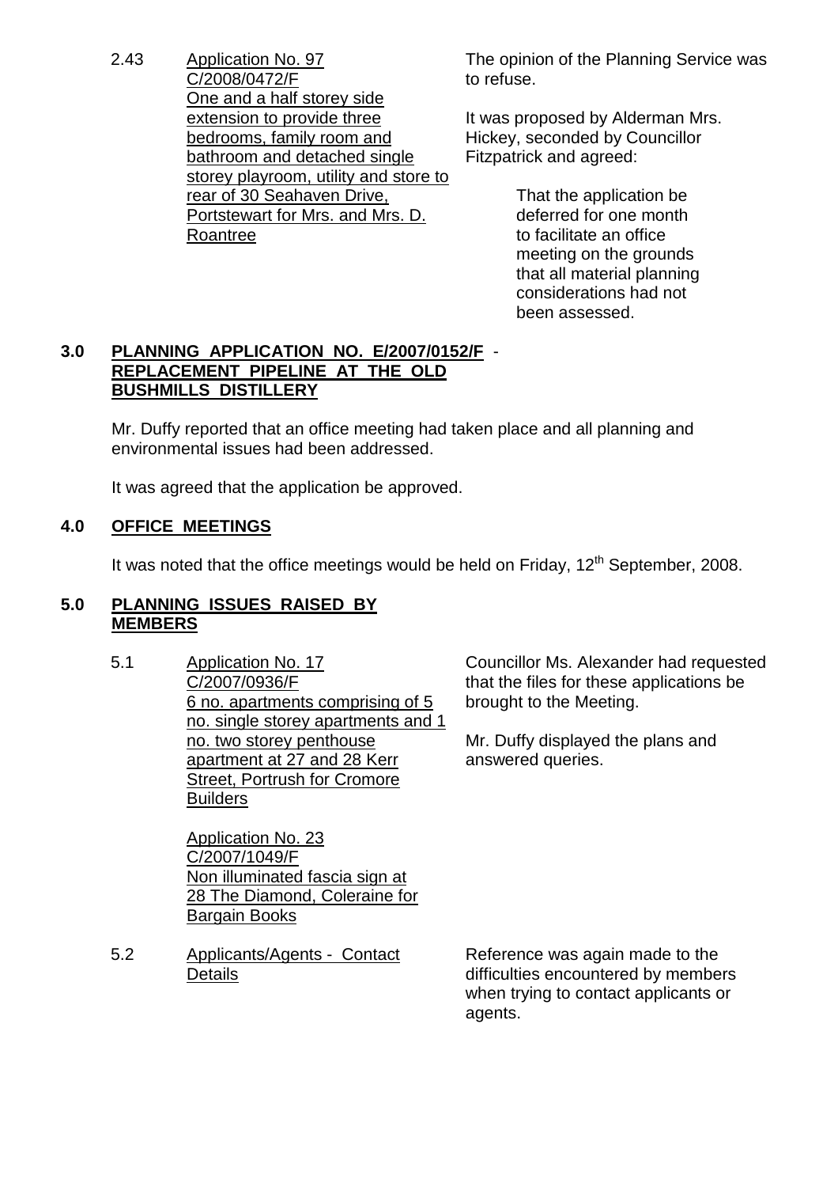2.43 <u>Application No. 97 C/2008/0472/F One and a half storey side extension to provide three bedrooms, family room and bathroom and detached single storey playroom, utility and store to rear of 30 Seahaven Drive, Portstewart for Mrs. and Mrs. D. Roantree</u>

The opinion of the Planning Service was to refuse.

It was proposed by Alderman Mrs. Hickey, seconded by Councillor Fitzpatrick and agreed:

> That the application be deferred for one month to facilitate an office meeting on the grounds that all material planning considerations had not been assessed.

## 3.0 PLANNING APPLICATION NO. E/2007/0152/F - REPLACEMENT PIPELINE AT THE OLD BUSHMILLS DISTILLERY

Mr. Duffy reported that an office meeting had taken place and all planning and environmental issues had been addressed.

It was agreed that the application be approved.

## 4.0 OFFICE MEETINGS

It was noted that the office meetings would be held on Friday, 12th September, 2008.

## 5.0 PLANNING ISSUES RAISED BY MEMBERS

5.1 <u>Application No. 17 C/2007/0936/F 6 no. apartments comprising of 5 no. single storey apartments and 1 no. two storey penthouse apartment at 27 and 28 Kerr Street, Portrush for Cromore Builders</u>

<u>Application No. 23 C/2007/1049/F Non illuminated fascia sign at 28 The Diamond, Coleraine for Bargain Books</u>

Councillor Ms. Alexander had requested that the files for these applications be brought to the Meeting.

Mr. Duffy displayed the plans and answered queries.

5.2 <u>Applicants/Agents - Contact Details</u>

Reference was again made to the difficulties encountered by members when trying to contact applicants or agents.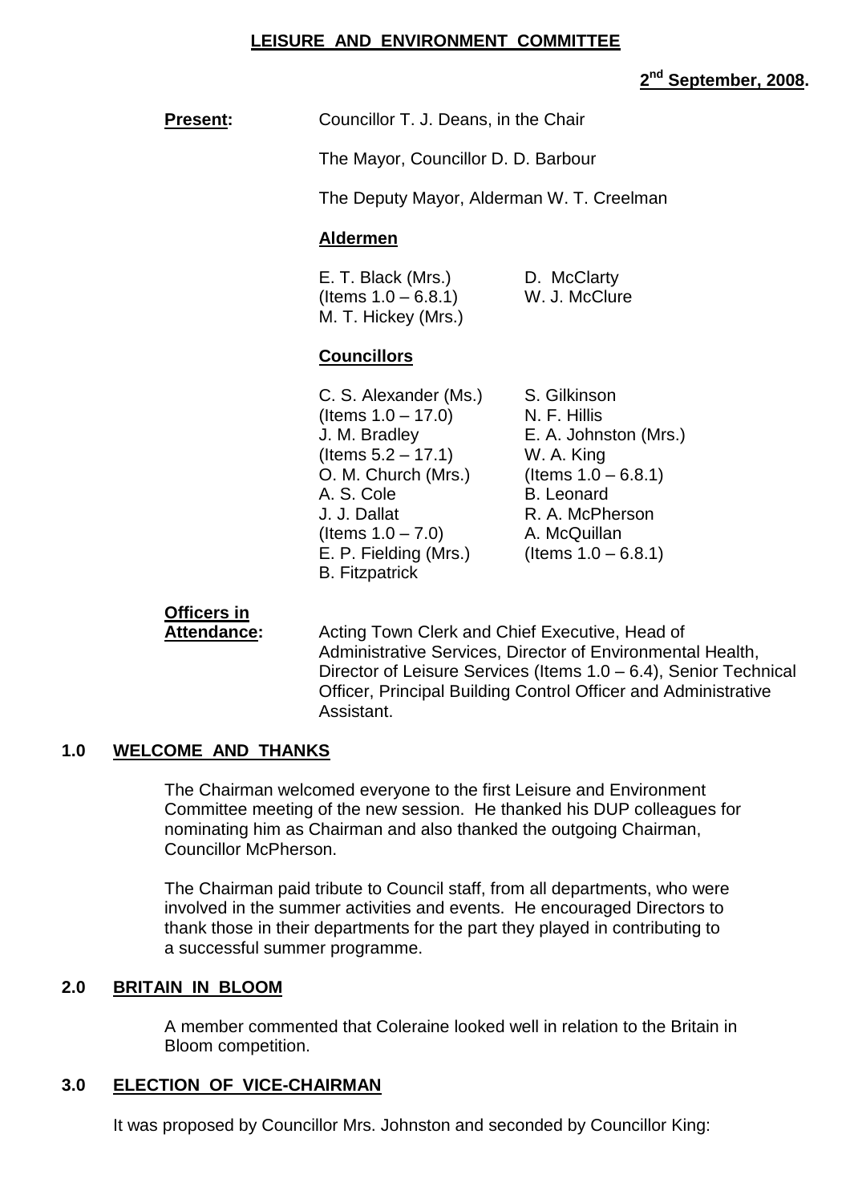**LEISURE AND ENVIRONMENT COMMITTEE**

**2nd September, 2008.**

**Present:** Councillor T. J. Deans, in the Chair

The Mayor, Councillor D. D. Barbour

The Deputy Mayor, Alderman W. T. Creelman

**Aldermen**

| | |
|---|---|
| E. T. Black (Mrs.) | D. McClarty |
| (Items 1.0 – 6.8.1) | W. J. McClure |
| M. T. Hickey (Mrs.) | |

**Councillors**

| | |
|---|---|
| C. S. Alexander (Ms.) | S. Gilkinson |
| (Items 1.0 – 17.0) | N. F. Hillis |
| J. M. Bradley | E. A. Johnston (Mrs.) |
| (Items 5.2 – 17.1) | W. A. King |
| O. M. Church (Mrs.) | (Items 1.0 – 6.8.1) |
| A. S. Cole | B. Leonard |
| J. J. Dallat | R. A. McPherson |
| (Items 1.0 – 7.0) | A. McQuillan |
| E. P. Fielding (Mrs.) | (Items 1.0 – 6.8.1) |
| B. Fitzpatrick | |

**Officers in Attendance:** Acting Town Clerk and Chief Executive, Head of Administrative Services, Director of Environmental Health, Director of Leisure Services (Items 1.0 – 6.4), Senior Technical Officer, Principal Building Control Officer and Administrative Assistant.

## 1.0 WELCOME AND THANKS

The Chairman welcomed everyone to the first Leisure and Environment Committee meeting of the new session. He thanked his DUP colleagues for nominating him as Chairman and also thanked the outgoing Chairman, Councillor McPherson.

The Chairman paid tribute to Council staff, from all departments, who were involved in the summer activities and events. He encouraged Directors to thank those in their departments for the part they played in contributing to a successful summer programme.

## 2.0 BRITAIN IN BLOOM

A member commented that Coleraine looked well in relation to the Britain in Bloom competition.

## 3.0 ELECTION OF VICE-CHAIRMAN

It was proposed by Councillor Mrs. Johnston and seconded by Councillor King: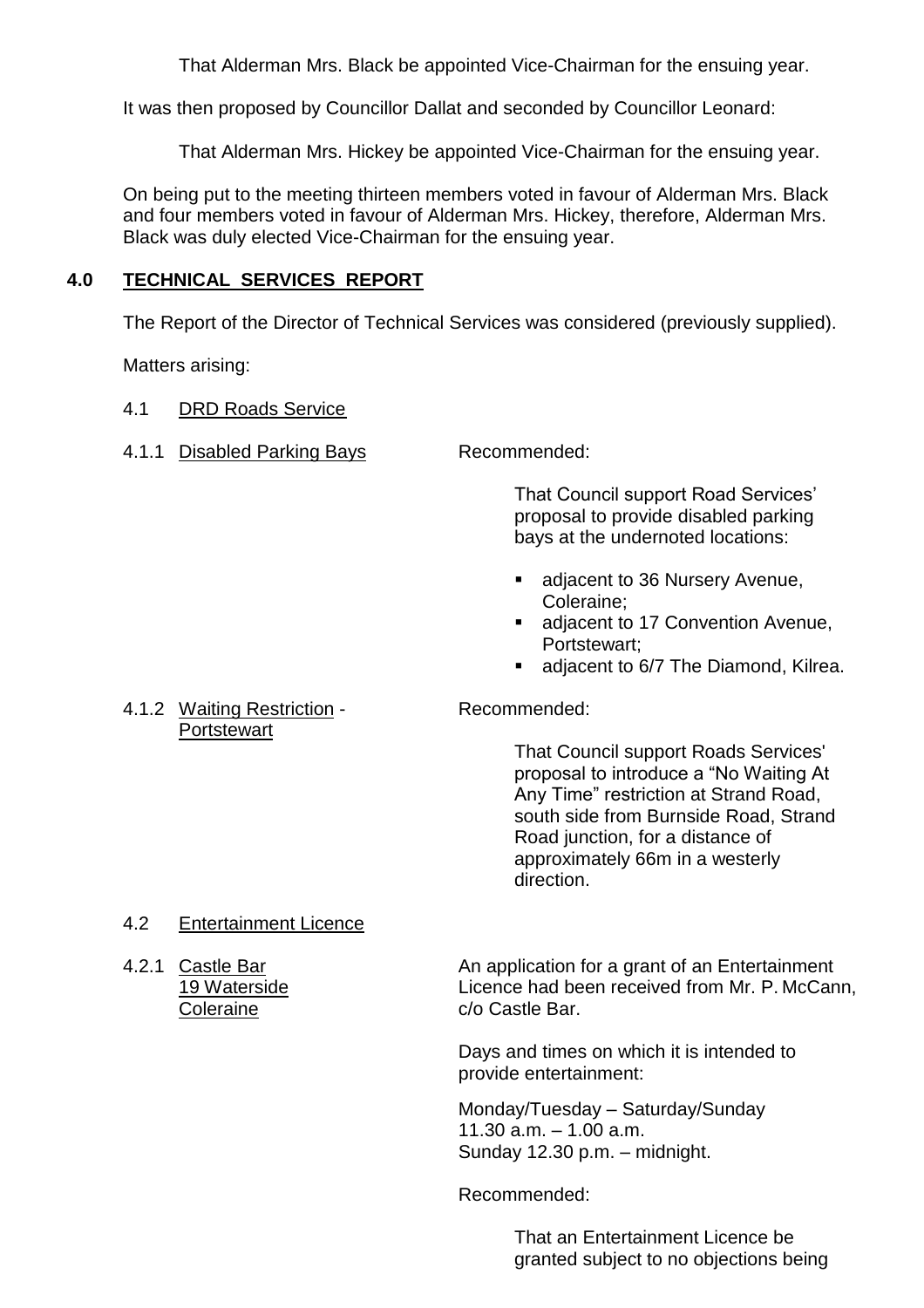That Alderman Mrs. Black be appointed Vice-Chairman for the ensuing year.

It was then proposed by Councillor Dallat and seconded by Councillor Leonard:

That Alderman Mrs. Hickey be appointed Vice-Chairman for the ensuing year.

On being put to the meeting thirteen members voted in favour of Alderman Mrs. Black and four members voted in favour of Alderman Mrs. Hickey, therefore, Alderman Mrs. Black was duly elected Vice-Chairman for the ensuing year.

## 4.0 TECHNICAL SERVICES REPORT

The Report of the Director of Technical Services was considered (previously supplied).

Matters arising:

4.1 DRD Roads Service

4.1.1 Disabled Parking Bays

Recommended:

That Council support Road Services' proposal to provide disabled parking bays at the undernoted locations:

- adjacent to 36 Nursery Avenue, Coleraine;
- adjacent to 17 Convention Avenue, Portstewart;
- adjacent to 6/7 The Diamond, Kilrea.

4.1.2 Waiting Restriction - Portstewart

Recommended:

That Council support Roads Services' proposal to introduce a "No Waiting At Any Time" restriction at Strand Road, south side from Burnside Road, Strand Road junction, for a distance of approximately 66m in a westerly direction.

4.2 Entertainment Licence

4.2.1 Castle Bar, 19 Waterside, Coleraine

An application for a grant of an Entertainment Licence had been received from Mr. P. McCann, c/o Castle Bar.

Days and times on which it is intended to provide entertainment:

Monday/Tuesday – Saturday/Sunday
11.30 a.m. – 1.00 a.m.
Sunday 12.30 p.m. – midnight.

Recommended:

That an Entertainment Licence be granted subject to no objections being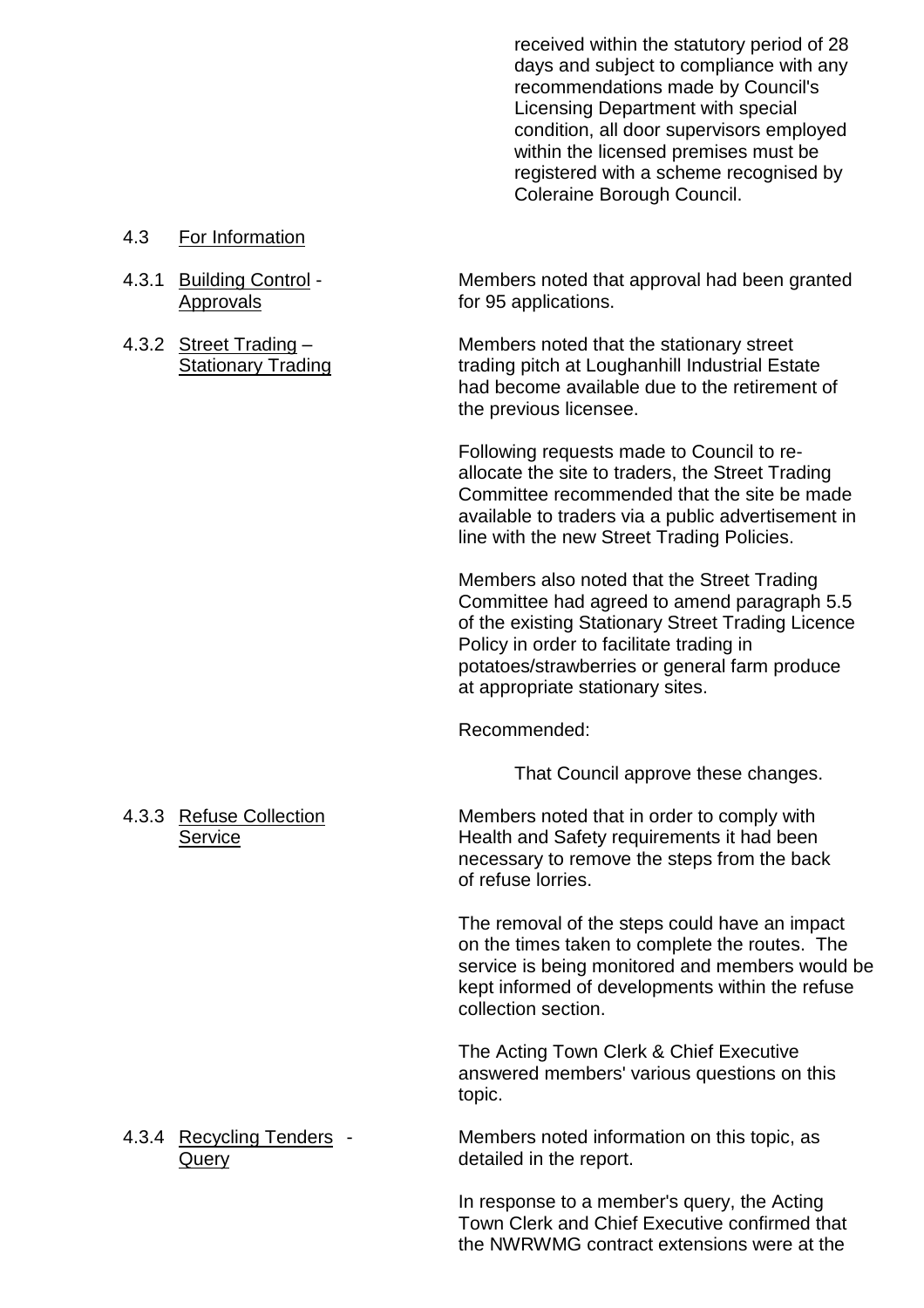received within the statutory period of 28 days and subject to compliance with any recommendations made by Council's Licensing Department with special condition, all door supervisors employed within the licensed premises must be registered with a scheme recognised by Coleraine Borough Council.

4.3 For Information

4.3.1 Building Control - Approvals

Members noted that approval had been granted for 95 applications.

4.3.2 Street Trading – Stationary Trading

Members noted that the stationary street trading pitch at Loughanhill Industrial Estate had become available due to the retirement of the previous licensee.

Following requests made to Council to re-allocate the site to traders, the Street Trading Committee recommended that the site be made available to traders via a public advertisement in line with the new Street Trading Policies.

Members also noted that the Street Trading Committee had agreed to amend paragraph 5.5 of the existing Stationary Street Trading Licence Policy in order to facilitate trading in potatoes/strawberries or general farm produce at appropriate stationary sites.

Recommended:

That Council approve these changes.

4.3.3 Refuse Collection Service

Members noted that in order to comply with Health and Safety requirements it had been necessary to remove the steps from the back of refuse lorries.

The removal of the steps could have an impact on the times taken to complete the routes. The service is being monitored and members would be kept informed of developments within the refuse collection section.

The Acting Town Clerk & Chief Executive answered members' various questions on this topic.

4.3.4 Recycling Tenders - Query

Members noted information on this topic, as detailed in the report.

In response to a member's query, the Acting Town Clerk and Chief Executive confirmed that the NWRWMG contract extensions were at the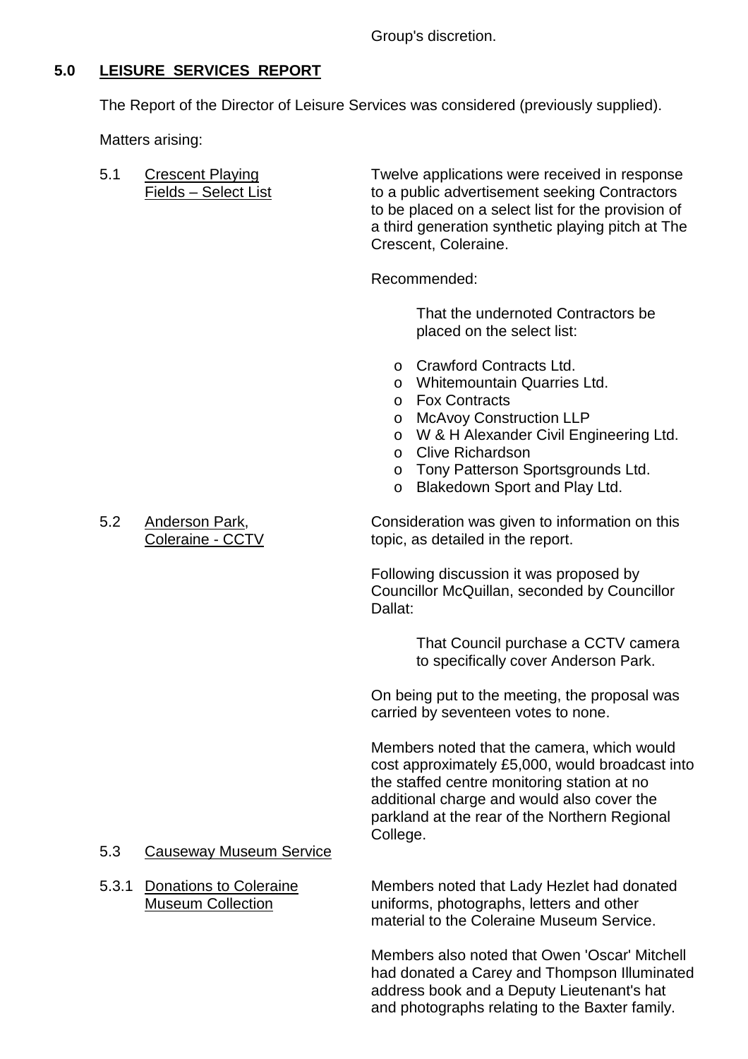Group's discretion.

## 5.0 LEISURE SERVICES REPORT

The Report of the Director of Leisure Services was considered (previously supplied).

Matters arising:

5.1 Crescent Playing Fields – Select List

Twelve applications were received in response to a public advertisement seeking Contractors to be placed on a select list for the provision of a third generation synthetic playing pitch at The Crescent, Coleraine.

Recommended:

> That the undernoted Contractors be placed on the select list:

- Crawford Contracts Ltd.
- Whitemountain Quarries Ltd.
- Fox Contracts
- McAvoy Construction LLP
- W & H Alexander Civil Engineering Ltd.
- Clive Richardson
- Tony Patterson Sportsgrounds Ltd.
- Blakedown Sport and Play Ltd.

5.2 Anderson Park, Coleraine - CCTV

Consideration was given to information on this topic, as detailed in the report.

Following discussion it was proposed by Councillor McQuillan, seconded by Councillor Dallat:

> That Council purchase a CCTV camera to specifically cover Anderson Park.

On being put to the meeting, the proposal was carried by seventeen votes to none.

Members noted that the camera, which would cost approximately £5,000, would broadcast into the staffed centre monitoring station at no additional charge and would also cover the parkland at the rear of the Northern Regional College.

5.3 Causeway Museum Service

5.3.1 Donations to Coleraine Museum Collection

Members noted that Lady Hezlet had donated uniforms, photographs, letters and other material to the Coleraine Museum Service.

Members also noted that Owen 'Oscar' Mitchell had donated a Carey and Thompson Illuminated address book and a Deputy Lieutenant's hat and photographs relating to the Baxter family.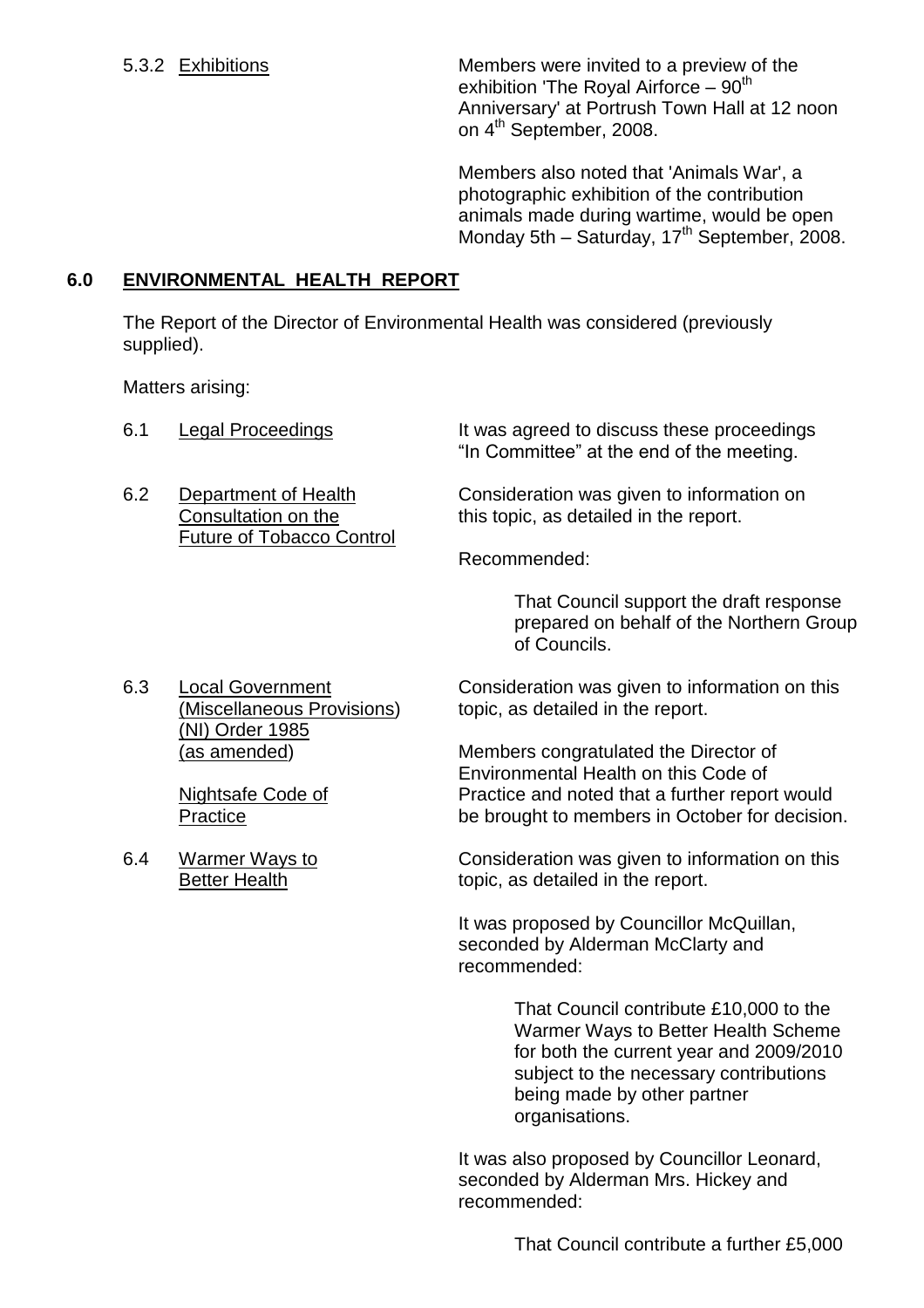5.3.2 Exhibitions

Members were invited to a preview of the exhibition 'The Royal Airforce – 90th Anniversary' at Portrush Town Hall at 12 noon on 4th September, 2008.

Members also noted that 'Animals War', a photographic exhibition of the contribution animals made during wartime, would be open Monday 5th – Saturday, 17th September, 2008.

## 6.0 ENVIRONMENTAL HEALTH REPORT

The Report of the Director of Environmental Health was considered (previously supplied).

Matters arising:

6.1 Legal Proceedings

It was agreed to discuss these proceedings "In Committee" at the end of the meeting.

6.2 Department of Health Consultation on the Future of Tobacco Control

Consideration was given to information on this topic, as detailed in the report.

Recommended:

> That Council support the draft response prepared on behalf of the Northern Group of Councils.

6.3 Local Government (Miscellaneous Provisions) (NI) Order 1985 (as amended)

Nightsafe Code of Practice

Consideration was given to information on this topic, as detailed in the report.

Members congratulated the Director of Environmental Health on this Code of Practice and noted that a further report would be brought to members in October for decision.

6.4 Warmer Ways to Better Health

Consideration was given to information on this topic, as detailed in the report.

It was proposed by Councillor McQuillan, seconded by Alderman McClarty and recommended:

> That Council contribute £10,000 to the Warmer Ways to Better Health Scheme for both the current year and 2009/2010 subject to the necessary contributions being made by other partner organisations.

It was also proposed by Councillor Leonard, seconded by Alderman Mrs. Hickey and recommended:

> That Council contribute a further £5,000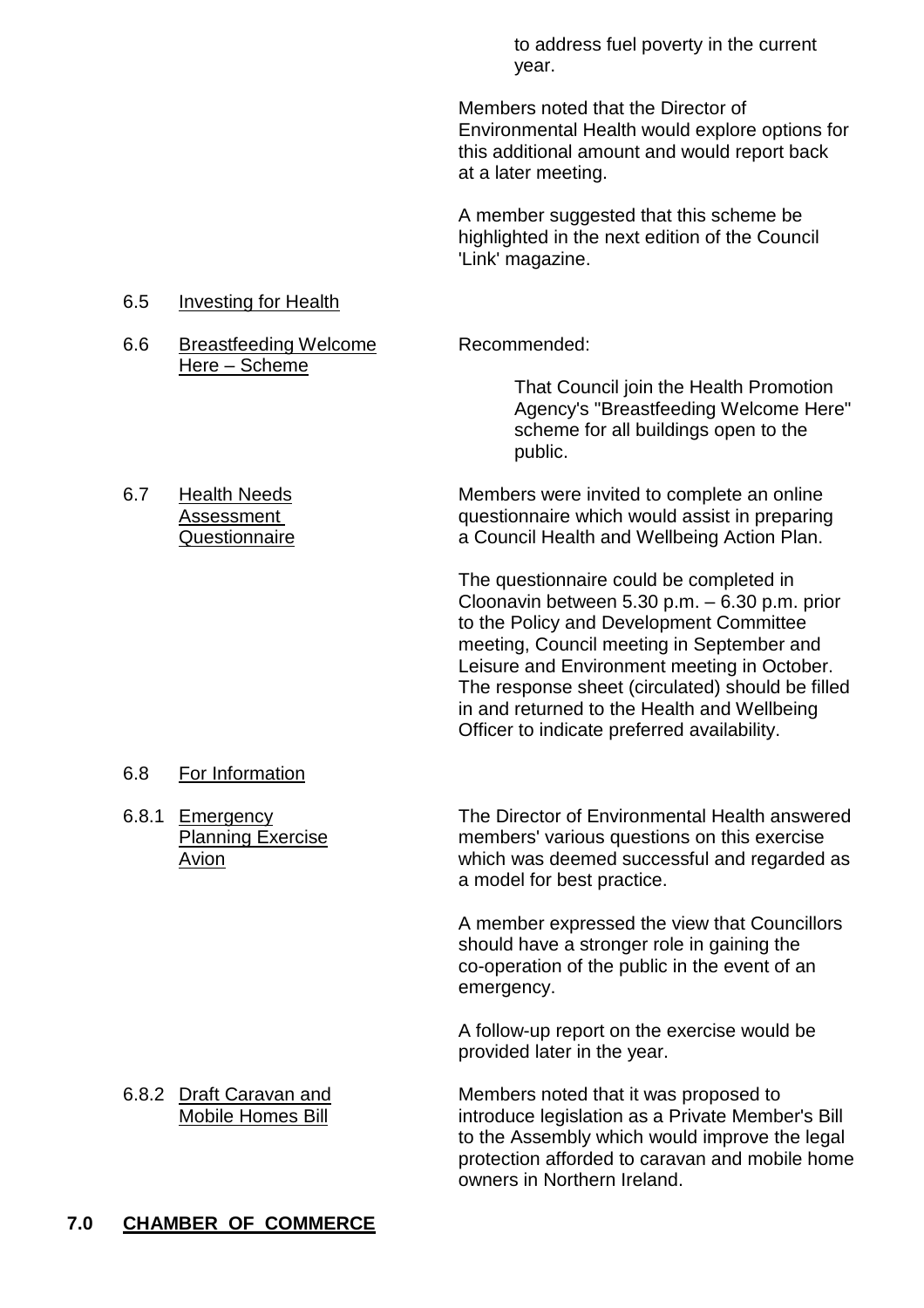to address fuel poverty in the current year.

Members noted that the Director of Environmental Health would explore options for this additional amount and would report back at a later meeting.

A member suggested that this scheme be highlighted in the next edition of the Council 'Link' magazine.

6.5 Investing for Health

6.6 Breastfeeding Welcome Here – Scheme

Recommended:

> That Council join the Health Promotion Agency's "Breastfeeding Welcome Here" scheme for all buildings open to the public.

6.7 Health Needs Assessment Questionnaire

Members were invited to complete an online questionnaire which would assist in preparing a Council Health and Wellbeing Action Plan.

The questionnaire could be completed in Cloonavin between 5.30 p.m. – 6.30 p.m. prior to the Policy and Development Committee meeting, Council meeting in September and Leisure and Environment meeting in October. The response sheet (circulated) should be filled in and returned to the Health and Wellbeing Officer to indicate preferred availability.

6.8 For Information

6.8.1 Emergency Planning Exercise Avion

The Director of Environmental Health answered members' various questions on this exercise which was deemed successful and regarded as a model for best practice.

A member expressed the view that Councillors should have a stronger role in gaining the co-operation of the public in the event of an emergency.

A follow-up report on the exercise would be provided later in the year.

6.8.2 Draft Caravan and Mobile Homes Bill

Members noted that it was proposed to introduce legislation as a Private Member's Bill to the Assembly which would improve the legal protection afforded to caravan and mobile home owners in Northern Ireland.

## 7.0 CHAMBER OF COMMERCE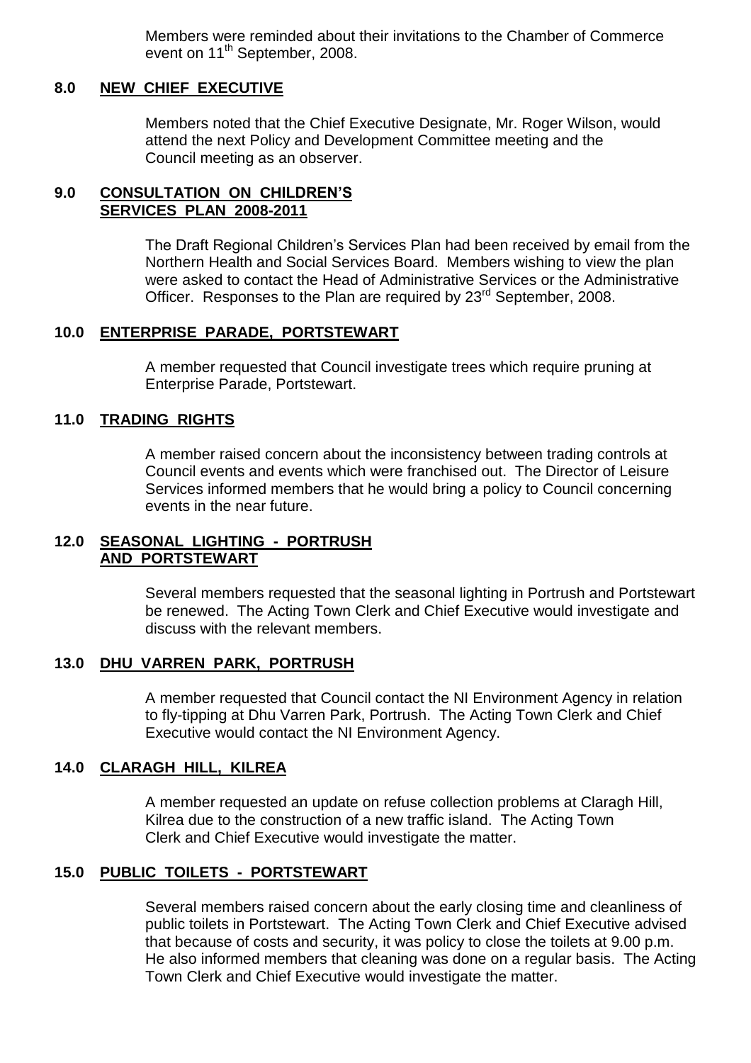Members were reminded about their invitations to the Chamber of Commerce event on 11th September, 2008.

## 8.0 NEW CHIEF EXECUTIVE

Members noted that the Chief Executive Designate, Mr. Roger Wilson, would attend the next Policy and Development Committee meeting and the Council meeting as an observer.

## 9.0 CONSULTATION ON CHILDREN'S SERVICES PLAN 2008-2011

The Draft Regional Children's Services Plan had been received by email from the Northern Health and Social Services Board. Members wishing to view the plan were asked to contact the Head of Administrative Services or the Administrative Officer. Responses to the Plan are required by 23rd September, 2008.

## 10.0 ENTERPRISE PARADE, PORTSTEWART

A member requested that Council investigate trees which require pruning at Enterprise Parade, Portstewart.

## 11.0 TRADING RIGHTS

A member raised concern about the inconsistency between trading controls at Council events and events which were franchised out. The Director of Leisure Services informed members that he would bring a policy to Council concerning events in the near future.

## 12.0 SEASONAL LIGHTING - PORTRUSH AND PORTSTEWART

Several members requested that the seasonal lighting in Portrush and Portstewart be renewed. The Acting Town Clerk and Chief Executive would investigate and discuss with the relevant members.

## 13.0 DHU VARREN PARK, PORTRUSH

A member requested that Council contact the NI Environment Agency in relation to fly-tipping at Dhu Varren Park, Portrush. The Acting Town Clerk and Chief Executive would contact the NI Environment Agency.

## 14.0 CLARAGH HILL, KILREA

A member requested an update on refuse collection problems at Claragh Hill, Kilrea due to the construction of a new traffic island. The Acting Town Clerk and Chief Executive would investigate the matter.

## 15.0 PUBLIC TOILETS - PORTSTEWART

Several members raised concern about the early closing time and cleanliness of public toilets in Portstewart. The Acting Town Clerk and Chief Executive advised that because of costs and security, it was policy to close the toilets at 9.00 p.m. He also informed members that cleaning was done on a regular basis. The Acting Town Clerk and Chief Executive would investigate the matter.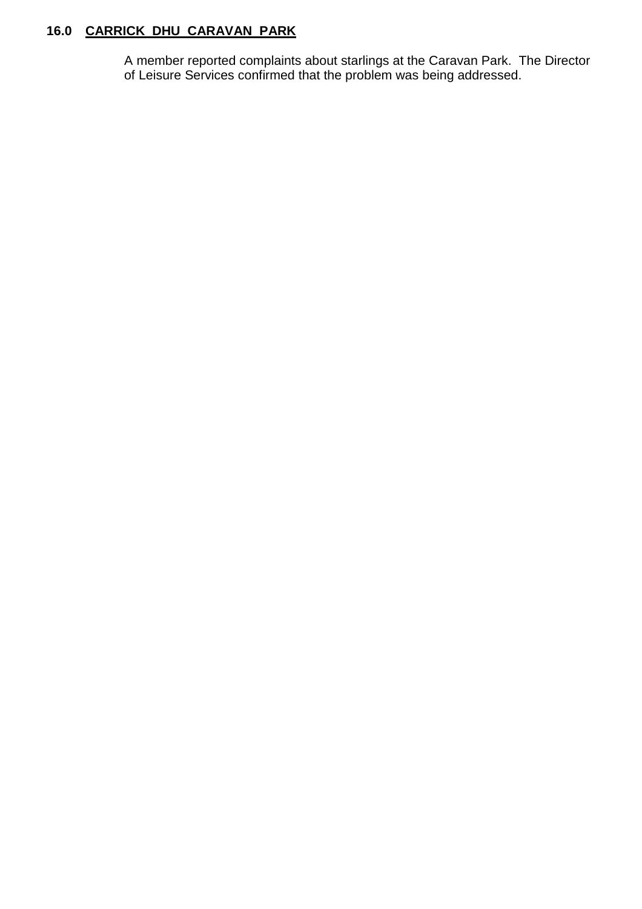**16.0 CARRICK DHU CARAVAN PARK**

A member reported complaints about starlings at the Caravan Park. The Director of Leisure Services confirmed that the problem was being addressed.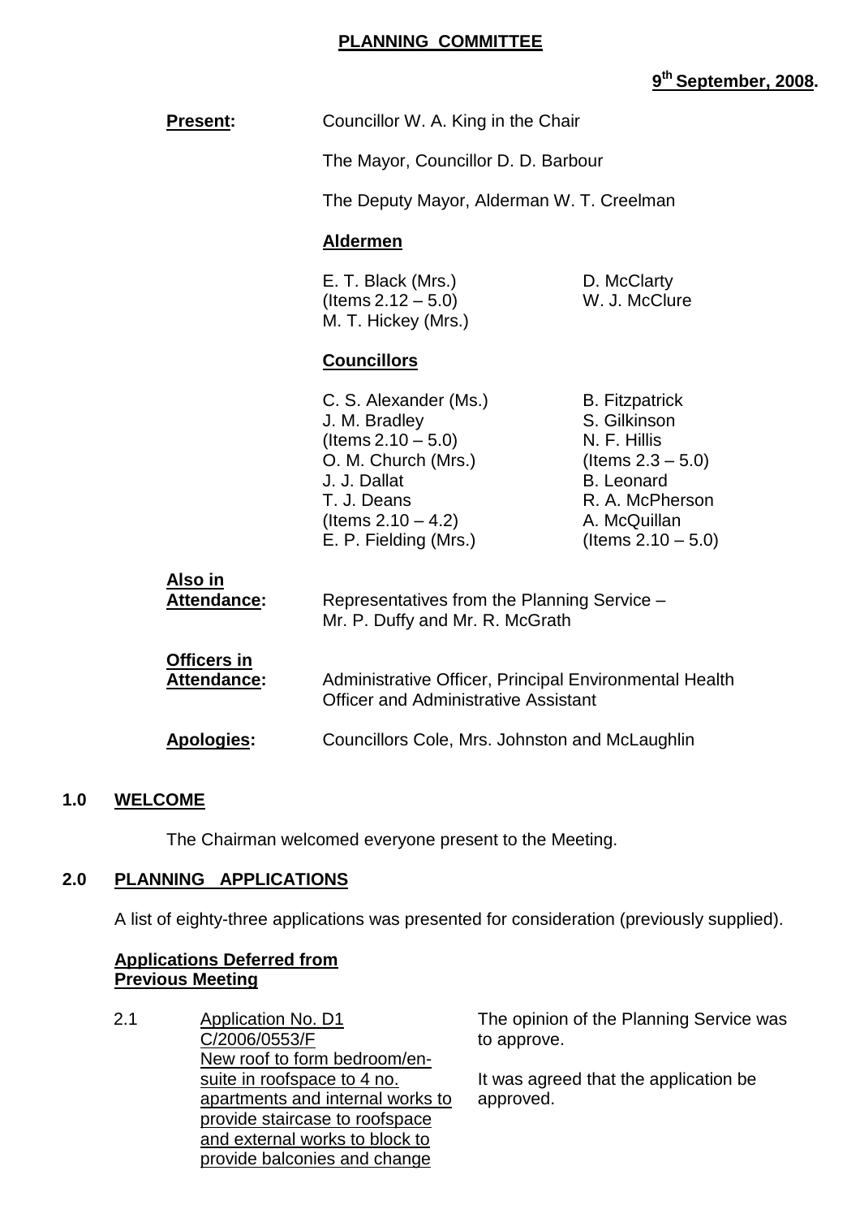# PLANNING COMMITTEE

**9th September, 2008.**

**Present:** Councillor W. A. King in the Chair

The Mayor, Councillor D. D. Barbour

The Deputy Mayor, Alderman W. T. Creelman

**Aldermen**

E. T. Black (Mrs.) (Items 2.12 – 5.0)
M. T. Hickey (Mrs.)
D. McClarty
W. J. McClure

**Councillors**

C. S. Alexander (Ms.)
J. M. Bradley (Items 2.10 – 5.0)
O. M. Church (Mrs.)
J. J. Dallat
T. J. Deans (Items 2.10 – 4.2)
E. P. Fielding (Mrs.)
B. Fitzpatrick
S. Gilkinson
N. F. Hillis (Items 2.3 – 5.0)
B. Leonard
R. A. McPherson
A. McQuillan (Items 2.10 – 5.0)

**Also in Attendance:** Representatives from the Planning Service – Mr. P. Duffy and Mr. R. McGrath

**Officers in Attendance:** Administrative Officer, Principal Environmental Health Officer and Administrative Assistant

**Apologies:** Councillors Cole, Mrs. Johnston and McLaughlin

## 1.0 WELCOME

The Chairman welcomed everyone present to the Meeting.

## 2.0 PLANNING APPLICATIONS

A list of eighty-three applications was presented for consideration (previously supplied).

**Applications Deferred from Previous Meeting**

2.1 Application No. D1 C/2006/0553/F
New roof to form bedroom/en-suite in roofspace to 4 no. apartments and internal works to provide staircase to roofspace and external works to block to provide balconies and change

The opinion of the Planning Service was to approve.

It was agreed that the application be approved.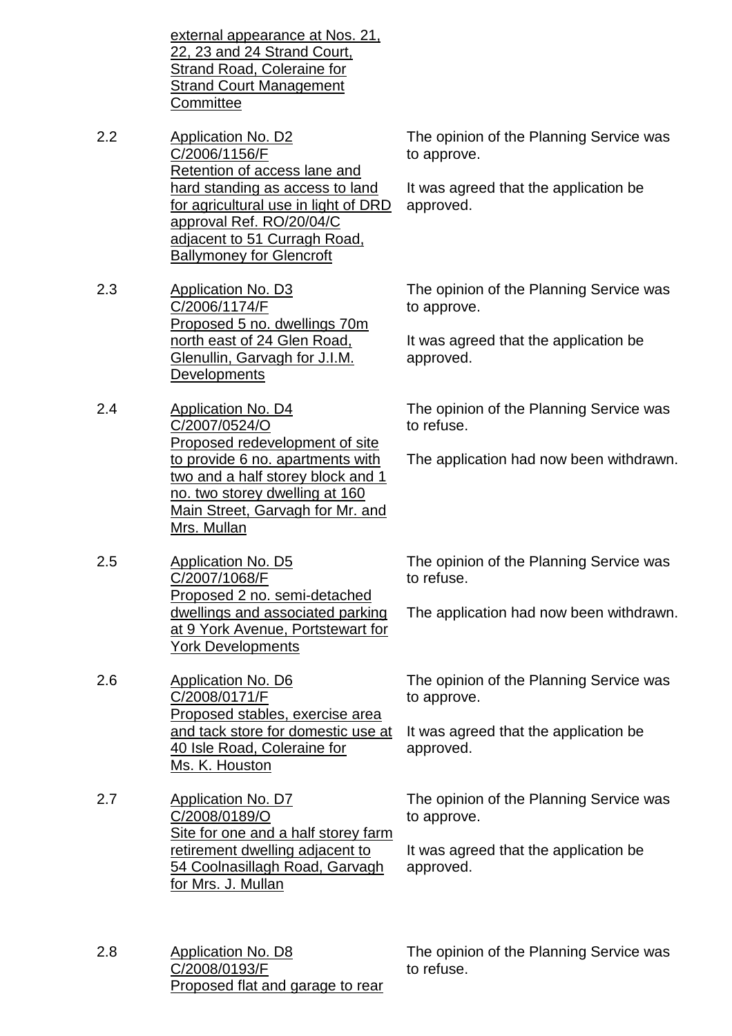external appearance at Nos. 21, 22, 23 and 24 Strand Court, Strand Road, Coleraine for Strand Court Management Committee

2.2 Application No. D2 C/2006/1156/F Retention of access lane and hard standing as access to land for agricultural use in light of DRD approval Ref. RO/20/04/C adjacent to 51 Curragh Road, Ballymoney for Glencroft

The opinion of the Planning Service was to approve.

It was agreed that the application be approved.

2.3 Application No. D3 C/2006/1174/F Proposed 5 no. dwellings 70m north east of 24 Glen Road, Glenullin, Garvagh for J.I.M. Developments

The opinion of the Planning Service was to approve.

It was agreed that the application be approved.

2.4 Application No. D4 C/2007/0524/O Proposed redevelopment of site to provide 6 no. apartments with two and a half storey block and 1 no. two storey dwelling at 160 Main Street, Garvagh for Mr. and Mrs. Mullan

The opinion of the Planning Service was to refuse.

The application had now been withdrawn.

2.5 Application No. D5 C/2007/1068/F Proposed 2 no. semi-detached dwellings and associated parking at 9 York Avenue, Portstewart for York Developments

The opinion of the Planning Service was to refuse.

The application had now been withdrawn.

2.6 Application No. D6 C/2008/0171/F Proposed stables, exercise area and tack store for domestic use at 40 Isle Road, Coleraine for Ms. K. Houston

The opinion of the Planning Service was to approve.

It was agreed that the application be approved.

2.7 Application No. D7 C/2008/0189/O Site for one and a half storey farm retirement dwelling adjacent to 54 Coolnasillagh Road, Garvagh for Mrs. J. Mullan

The opinion of the Planning Service was to approve.

It was agreed that the application be approved.

2.8 Application No. D8 C/2008/0193/F Proposed flat and garage to rear

The opinion of the Planning Service was to refuse.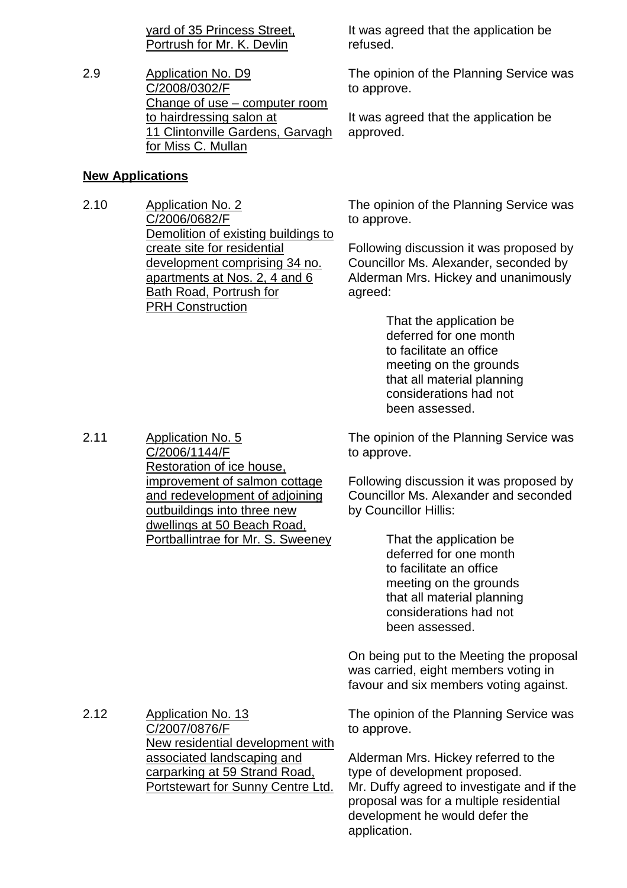yard of 35 Princess Street, Portrush for Mr. K. Devlin

It was agreed that the application be refused.

2.9 Application No. D9 C/2008/0302/F Change of use – computer room to hairdressing salon at 11 Clintonville Gardens, Garvagh for Miss C. Mullan

The opinion of the Planning Service was to approve.

It was agreed that the application be approved.

**New Applications**

2.10 Application No. 2 C/2006/0682/F Demolition of existing buildings to create site for residential development comprising 34 no. apartments at Nos. 2, 4 and 6 Bath Road, Portrush for PRH Construction

The opinion of the Planning Service was to approve.

Following discussion it was proposed by Councillor Ms. Alexander, seconded by Alderman Mrs. Hickey and unanimously agreed:

> That the application be deferred for one month to facilitate an office meeting on the grounds that all material planning considerations had not been assessed.

2.11 Application No. 5 C/2006/1144/F Restoration of ice house, improvement of salmon cottage and redevelopment of adjoining outbuildings into three new dwellings at 50 Beach Road, Portballintrae for Mr. S. Sweeney

The opinion of the Planning Service was to approve.

Following discussion it was proposed by Councillor Ms. Alexander and seconded by Councillor Hillis:

> That the application be deferred for one month to facilitate an office meeting on the grounds that all material planning considerations had not been assessed.

On being put to the Meeting the proposal was carried, eight members voting in favour and six members voting against.

2.12 Application No. 13 C/2007/0876/F New residential development with associated landscaping and carparking at 59 Strand Road, Portstewart for Sunny Centre Ltd.

The opinion of the Planning Service was to approve.

Alderman Mrs. Hickey referred to the type of development proposed. Mr. Duffy agreed to investigate and if the proposal was for a multiple residential development he would defer the application.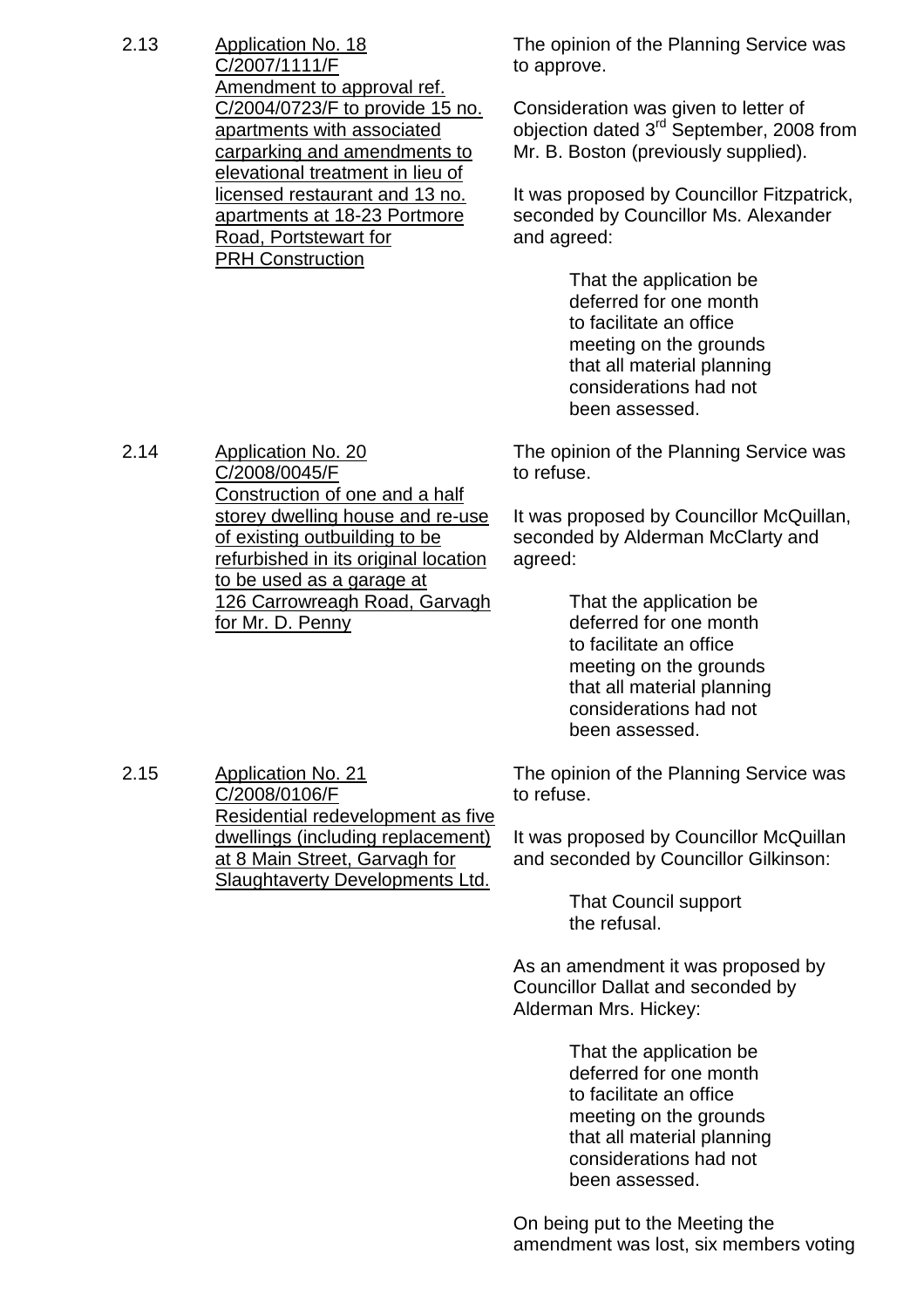2.13 <u>Application No. 18</u>
<u>C/2007/1111/F</u>
<u>Amendment to approval ref. C/2004/0723/F to provide 15 no. apartments with associated carparking and amendments to elevational treatment in lieu of licensed restaurant and 13 no. apartments at 18-23 Portmore Road, Portstewart for PRH Construction</u>

The opinion of the Planning Service was to approve.

Consideration was given to letter of objection dated 3rd September, 2008 from Mr. B. Boston (previously supplied).

It was proposed by Councillor Fitzpatrick, seconded by Councillor Ms. Alexander and agreed:

> That the application be deferred for one month to facilitate an office meeting on the grounds that all material planning considerations had not been assessed.

2.14 <u>Application No. 20</u>
<u>C/2008/0045/F</u>
<u>Construction of one and a half storey dwelling house and re-use of existing outbuilding to be refurbished in its original location to be used as a garage at 126 Carrowreagh Road, Garvagh for Mr. D. Penny</u>

The opinion of the Planning Service was to refuse.

It was proposed by Councillor McQuillan, seconded by Alderman McClarty and agreed:

> That the application be deferred for one month to facilitate an office meeting on the grounds that all material planning considerations had not been assessed.

2.15 <u>Application No. 21</u>
<u>C/2008/0106/F</u>
<u>Residential redevelopment as five dwellings (including replacement) at 8 Main Street, Garvagh for Slaughtaverty Developments Ltd.</u>

The opinion of the Planning Service was to refuse.

It was proposed by Councillor McQuillan and seconded by Councillor Gilkinson:

> That Council support the refusal.

As an amendment it was proposed by Councillor Dallat and seconded by Alderman Mrs. Hickey:

> That the application be deferred for one month to facilitate an office meeting on the grounds that all material planning considerations had not been assessed.

On being put to the Meeting the amendment was lost, six members voting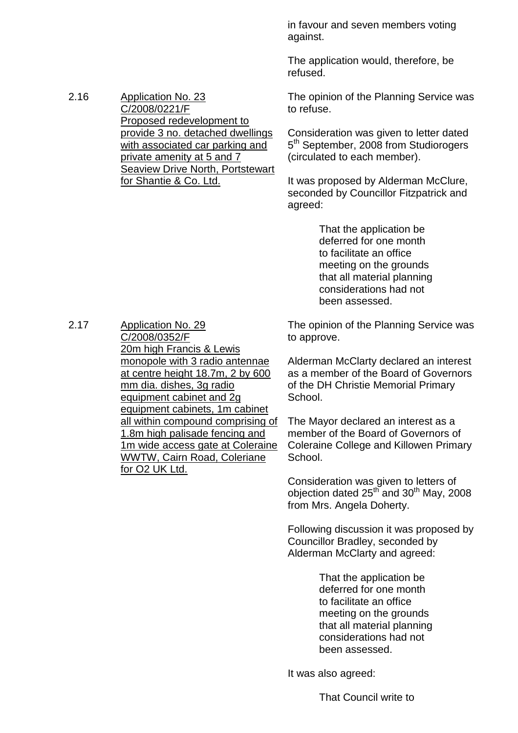in favour and seven members voting against.

The application would, therefore, be refused.

2.16 <u>Application No. 23 C/2008/0221/F Proposed redevelopment to provide 3 no. detached dwellings with associated car parking and private amenity at 5 and 7 Seaview Drive North, Portstewart for Shantie & Co. Ltd.</u>

The opinion of the Planning Service was to refuse.

Consideration was given to letter dated 5th September, 2008 from Studiorogers (circulated to each member).

It was proposed by Alderman McClure, seconded by Councillor Fitzpatrick and agreed:

> That the application be deferred for one month to facilitate an office meeting on the grounds that all material planning considerations had not been assessed.

2.17 <u>Application No. 29 C/2008/0352/F 20m high Francis & Lewis monopole with 3 radio antennae at centre height 18.7m, 2 by 600 mm dia. dishes, 3g radio equipment cabinet and 2g equipment cabinets, 1m cabinet all within compound comprising of 1.8m high palisade fencing and 1m wide access gate at Coleraine WWTW, Cairn Road, Coleriane for O2 UK Ltd.</u>

The opinion of the Planning Service was to approve.

Alderman McClarty declared an interest as a member of the Board of Governors of the DH Christie Memorial Primary School.

The Mayor declared an interest as a member of the Board of Governors of Coleraine College and Killowen Primary School.

Consideration was given to letters of objection dated 25th and 30th May, 2008 from Mrs. Angela Doherty.

Following discussion it was proposed by Councillor Bradley, seconded by Alderman McClarty and agreed:

> That the application be deferred for one month to facilitate an office meeting on the grounds that all material planning considerations had not been assessed.

It was also agreed:

> That Council write to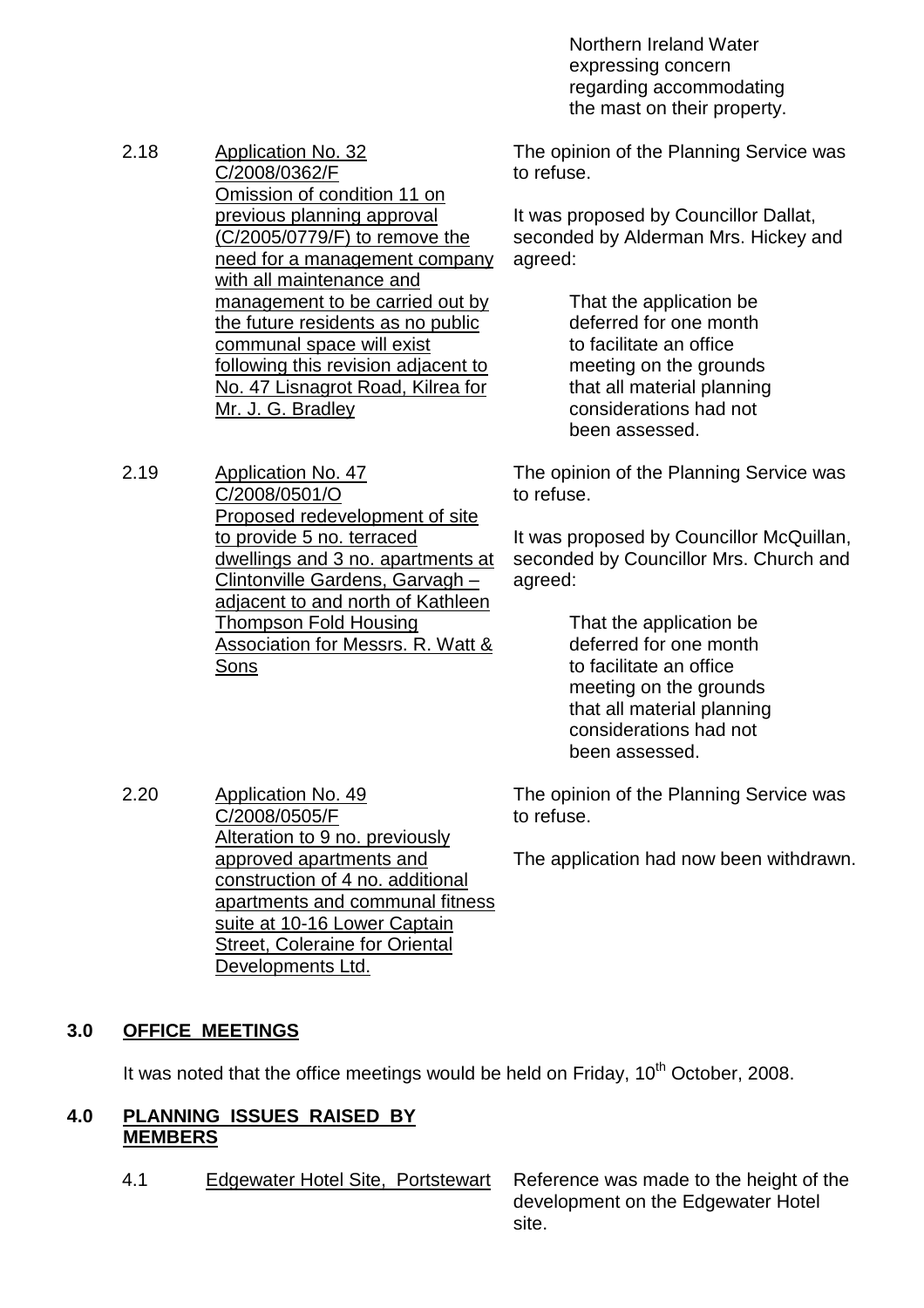Northern Ireland Water expressing concern regarding accommodating the mast on their property.

2.18 Application No. 32
C/2008/0362/F
Omission of condition 11 on previous planning approval (C/2005/0779/F) to remove the need for a management company with all maintenance and management to be carried out by the future residents as no public communal space will exist following this revision adjacent to No. 47 Lisnagrot Road, Kilrea for Mr. J. G. Bradley

The opinion of the Planning Service was to refuse.

It was proposed by Councillor Dallat, seconded by Alderman Mrs. Hickey and agreed:

> That the application be deferred for one month to facilitate an office meeting on the grounds that all material planning considerations had not been assessed.

2.19 Application No. 47
C/2008/0501/O
Proposed redevelopment of site to provide 5 no. terraced dwellings and 3 no. apartments at Clintonville Gardens, Garvagh – adjacent to and north of Kathleen Thompson Fold Housing Association for Messrs. R. Watt & Sons

The opinion of the Planning Service was to refuse.

It was proposed by Councillor McQuillan, seconded by Councillor Mrs. Church and agreed:

> That the application be deferred for one month to facilitate an office meeting on the grounds that all material planning considerations had not been assessed.

2.20 Application No. 49
C/2008/0505/F
Alteration to 9 no. previously approved apartments and construction of 4 no. additional apartments and communal fitness suite at 10-16 Lower Captain Street, Coleraine for Oriental Developments Ltd.

The opinion of the Planning Service was to refuse.

The application had now been withdrawn.

## 3.0 OFFICE MEETINGS

It was noted that the office meetings would be held on Friday, 10th October, 2008.

## 4.0 PLANNING ISSUES RAISED BY MEMBERS

4.1 Edgewater Hotel Site, Portstewart

Reference was made to the height of the development on the Edgewater Hotel site.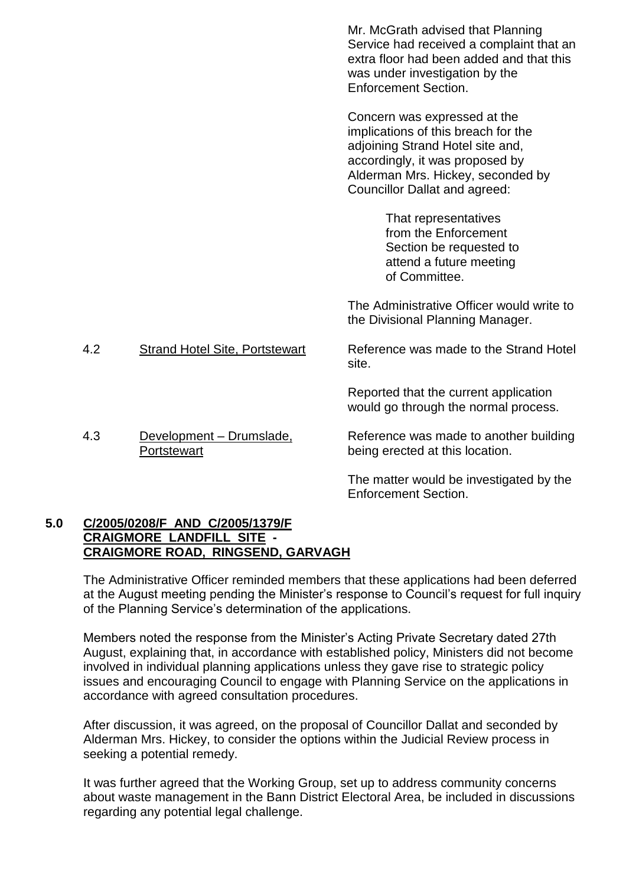Mr. McGrath advised that Planning Service had received a complaint that an extra floor had been added and that this was under investigation by the Enforcement Section.

Concern was expressed at the implications of this breach for the adjoining Strand Hotel site and, accordingly, it was proposed by Alderman Mrs. Hickey, seconded by Councillor Dallat and agreed:

> That representatives from the Enforcement Section be requested to attend a future meeting of Committee.

The Administrative Officer would write to the Divisional Planning Manager.

4.2 Strand Hotel Site, Portstewart

Reference was made to the Strand Hotel site.

Reported that the current application would go through the normal process.

4.3 Development – Drumslade, Portstewart

Reference was made to another building being erected at this location.

The matter would be investigated by the Enforcement Section.

## 5.0 C/2005/0208/F AND C/2005/1379/F CRAIGMORE LANDFILL SITE - CRAIGMORE ROAD, RINGSEND, GARVAGH

The Administrative Officer reminded members that these applications had been deferred at the August meeting pending the Minister's response to Council's request for full inquiry of the Planning Service's determination of the applications.

Members noted the response from the Minister's Acting Private Secretary dated 27th August, explaining that, in accordance with established policy, Ministers did not become involved in individual planning applications unless they gave rise to strategic policy issues and encouraging Council to engage with Planning Service on the applications in accordance with agreed consultation procedures.

After discussion, it was agreed, on the proposal of Councillor Dallat and seconded by Alderman Mrs. Hickey, to consider the options within the Judicial Review process in seeking a potential remedy.

It was further agreed that the Working Group, set up to address community concerns about waste management in the Bann District Electoral Area, be included in discussions regarding any potential legal challenge.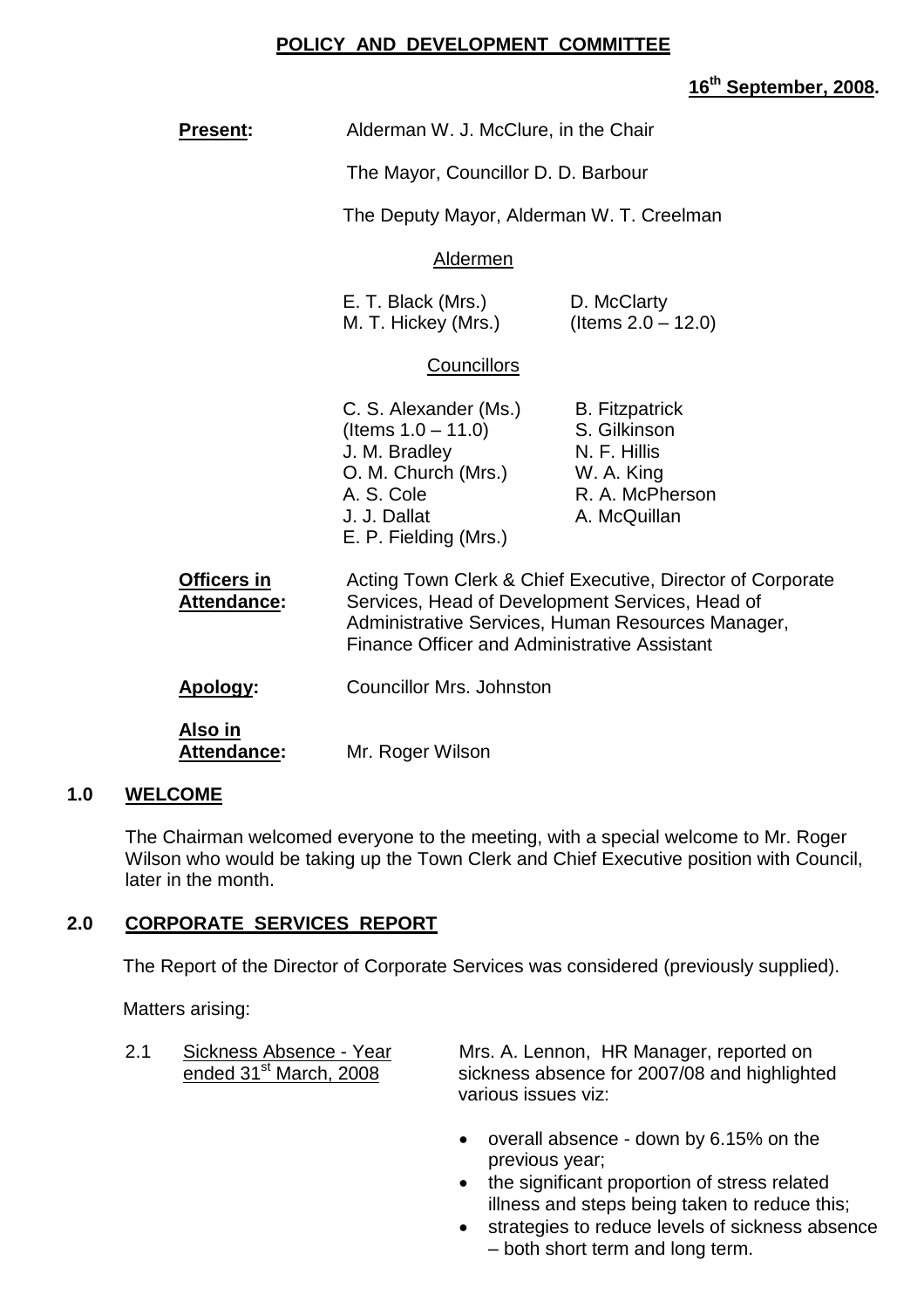# POLICY AND DEVELOPMENT COMMITTEE

**16th September, 2008.**

**Present:** Alderman W. J. McClure, in the Chair

The Mayor, Councillor D. D. Barbour

The Deputy Mayor, Alderman W. T. Creelman

Aldermen

| | |
|---|---|
| E. T. Black (Mrs.) | D. McClarty |
| M. T. Hickey (Mrs.) | (Items 2.0 – 12.0) |

Councillors

| | |
|---|---|
| C. S. Alexander (Ms.) (Items 1.0 – 11.0) | B. Fitzpatrick |
| J. M. Bradley | S. Gilkinson |
| O. M. Church (Mrs.) | N. F. Hillis |
| A. S. Cole | W. A. King |
| J. J. Dallat | R. A. McPherson |
| E. P. Fielding (Mrs.) | A. McQuillan |

**Officers in Attendance:** Acting Town Clerk & Chief Executive, Director of Corporate Services, Head of Development Services, Head of Administrative Services, Human Resources Manager, Finance Officer and Administrative Assistant

**Apology:** Councillor Mrs. Johnston

**Also in Attendance:** Mr. Roger Wilson

## 1.0 WELCOME

The Chairman welcomed everyone to the meeting, with a special welcome to Mr. Roger Wilson who would be taking up the Town Clerk and Chief Executive position with Council, later in the month.

## 2.0 CORPORATE SERVICES REPORT

The Report of the Director of Corporate Services was considered (previously supplied).

Matters arising:

2.1 Sickness Absence - Year ended 31st March, 2008

Mrs. A. Lennon, HR Manager, reported on sickness absence for 2007/08 and highlighted various issues viz:

- overall absence - down by 6.15% on the previous year;
- the significant proportion of stress related illness and steps being taken to reduce this;
- strategies to reduce levels of sickness absence – both short term and long term.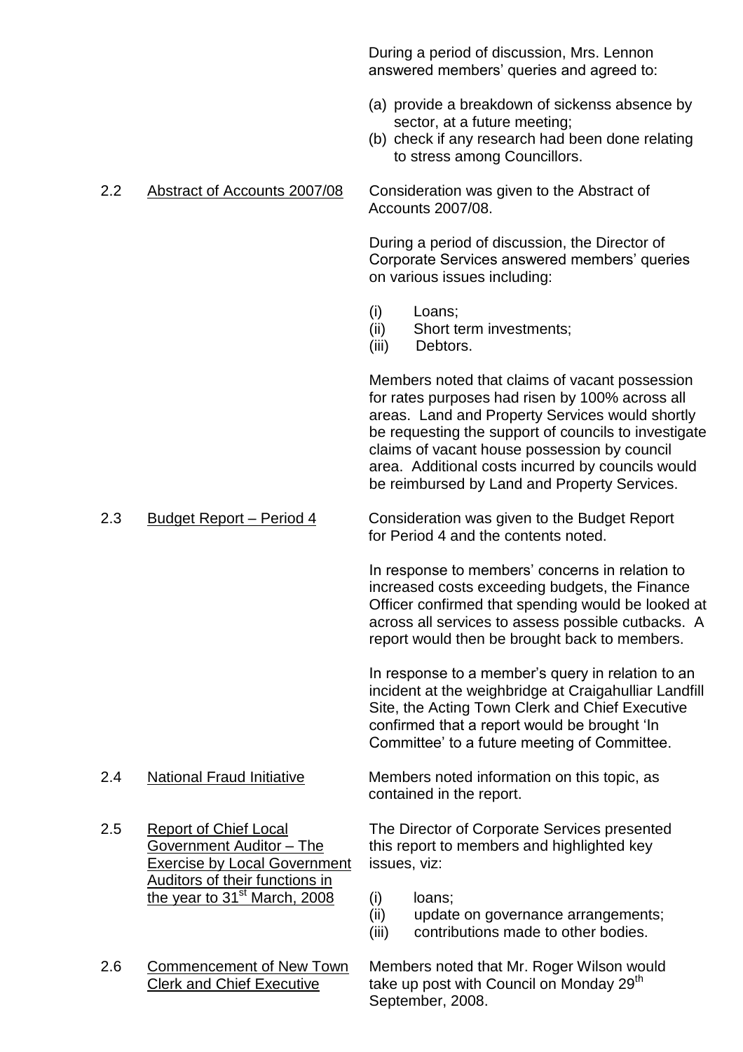During a period of discussion, Mrs. Lennon answered members' queries and agreed to:

(a) provide a breakdown of sickenss absence by sector, at a future meeting;
(b) check if any research had been done relating to stress among Councillors.

2.2 <u>Abstract of Accounts 2007/08</u>

Consideration was given to the Abstract of Accounts 2007/08.

During a period of discussion, the Director of Corporate Services answered members' queries on various issues including:

(i) Loans;
(ii) Short term investments;
(iii) Debtors.

Members noted that claims of vacant possession for rates purposes had risen by 100% across all areas. Land and Property Services would shortly be requesting the support of councils to investigate claims of vacant house possession by council area. Additional costs incurred by councils would be reimbursed by Land and Property Services.

2.3 <u>Budget Report – Period 4</u>

Consideration was given to the Budget Report for Period 4 and the contents noted.

In response to members' concerns in relation to increased costs exceeding budgets, the Finance Officer confirmed that spending would be looked at across all services to assess possible cutbacks. A report would then be brought back to members.

In response to a member's query in relation to an incident at the weighbridge at Craigahulliar Landfill Site, the Acting Town Clerk and Chief Executive confirmed that a report would be brought 'In Committee' to a future meeting of Committee.

2.4 <u>National Fraud Initiative</u>

Members noted information on this topic, as contained in the report.

2.5 <u>Report of Chief Local Government Auditor – The Exercise by Local Government Auditors of their functions in the year to 31st March, 2008</u>

The Director of Corporate Services presented this report to members and highlighted key issues, viz:

(i) loans;
(ii) update on governance arrangements;
(iii) contributions made to other bodies.

2.6 <u>Commencement of New Town Clerk and Chief Executive</u>

Members noted that Mr. Roger Wilson would take up post with Council on Monday 29th September, 2008.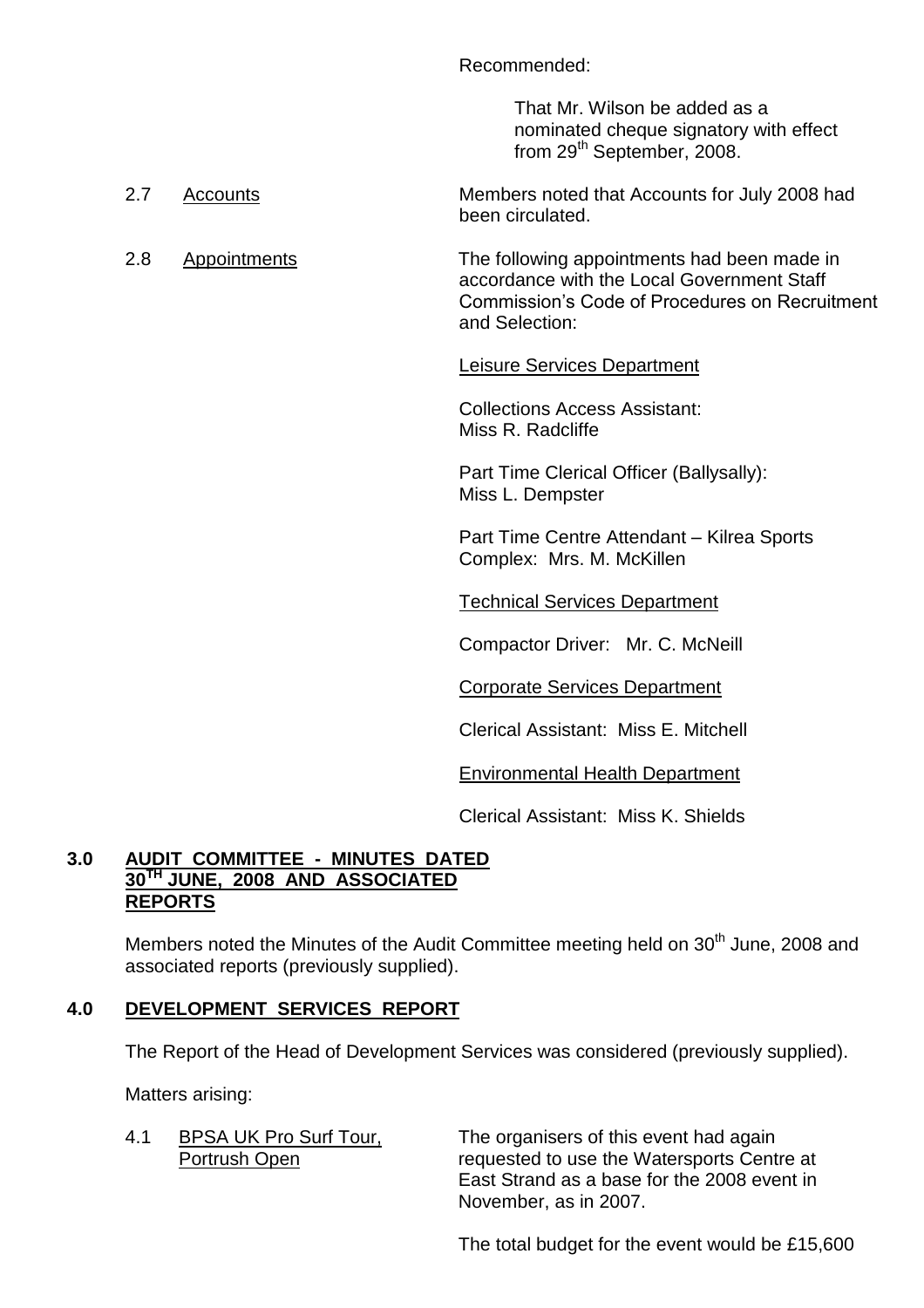Recommended:

> That Mr. Wilson be added as a nominated cheque signatory with effect from 29th September, 2008.

2.7 Accounts

Members noted that Accounts for July 2008 had been circulated.

2.8 Appointments

The following appointments had been made in accordance with the Local Government Staff Commission's Code of Procedures on Recruitment and Selection:

Leisure Services Department

Collections Access Assistant: Miss R. Radcliffe

Part Time Clerical Officer (Ballysally): Miss L. Dempster

Part Time Centre Attendant – Kilrea Sports Complex: Mrs. M. McKillen

Technical Services Department

Compactor Driver: Mr. C. McNeill

Corporate Services Department

Clerical Assistant: Miss E. Mitchell

Environmental Health Department

Clerical Assistant: Miss K. Shields

## 3.0 AUDIT COMMITTEE - MINUTES DATED 30TH JUNE, 2008 AND ASSOCIATED REPORTS

Members noted the Minutes of the Audit Committee meeting held on 30th June, 2008 and associated reports (previously supplied).

## 4.0 DEVELOPMENT SERVICES REPORT

The Report of the Head of Development Services was considered (previously supplied).

Matters arising:

4.1 BPSA UK Pro Surf Tour, Portrush Open

The organisers of this event had again requested to use the Watersports Centre at East Strand as a base for the 2008 event in November, as in 2007.

The total budget for the event would be £15,600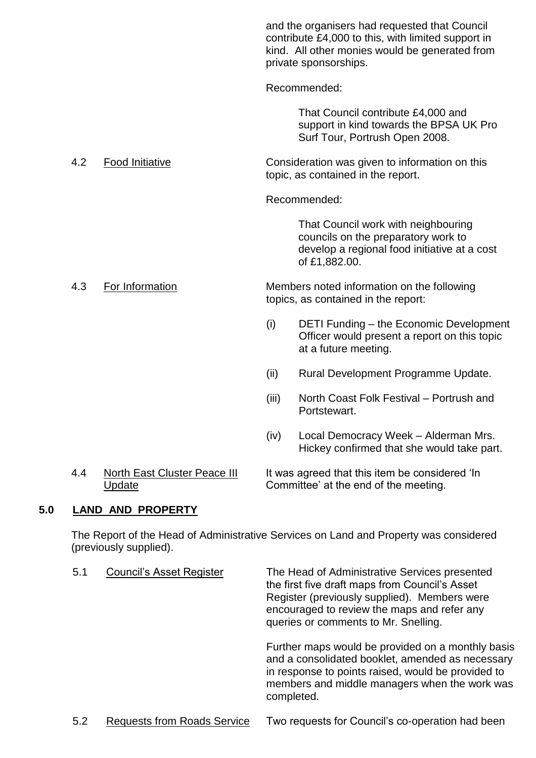and the organisers had requested that Council contribute £4,000 to this, with limited support in kind. All other monies would be generated from private sponsorships.

Recommended:

> That Council contribute £4,000 and support in kind towards the BPSA UK Pro Surf Tour, Portrush Open 2008.

4.2 Food Initiative

Consideration was given to information on this topic, as contained in the report.

Recommended:

> That Council work with neighbouring councils on the preparatory work to develop a regional food initiative at a cost of £1,882.00.

4.3 For Information

Members noted information on the following topics, as contained in the report:

(i) DETI Funding – the Economic Development Officer would present a report on this topic at a future meeting.

(ii) Rural Development Programme Update.

(iii) North Coast Folk Festival – Portrush and Portstewart.

(iv) Local Democracy Week – Alderman Mrs. Hickey confirmed that she would take part.

4.4 North East Cluster Peace III Update

It was agreed that this item be considered 'In Committee' at the end of the meeting.

## 5.0 LAND AND PROPERTY

The Report of the Head of Administrative Services on Land and Property was considered (previously supplied).

5.1 Council's Asset Register

The Head of Administrative Services presented the first five draft maps from Council's Asset Register (previously supplied). Members were encouraged to review the maps and refer any queries or comments to Mr. Snelling.

Further maps would be provided on a monthly basis and a consolidated booklet, amended as necessary in response to points raised, would be provided to members and middle managers when the work was completed.

5.2 Requests from Roads Service

Two requests for Council's co-operation had been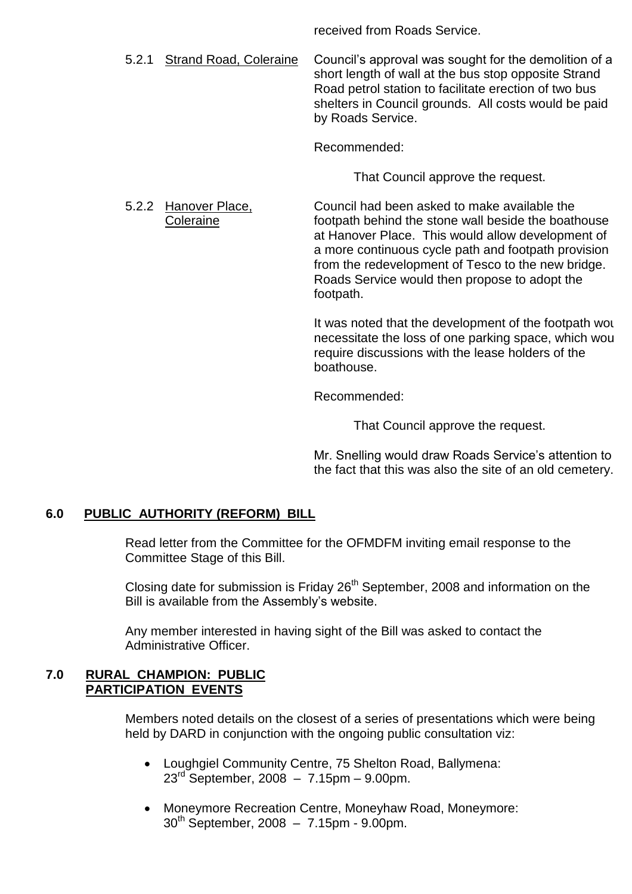received from Roads Service.

5.2.1 Strand Road, Coleraine

Council's approval was sought for the demolition of a short length of wall at the bus stop opposite Strand Road petrol station to facilitate erection of two bus shelters in Council grounds. All costs would be paid by Roads Service.

Recommended:

That Council approve the request.

5.2.2 Hanover Place, Coleraine

Council had been asked to make available the footpath behind the stone wall beside the boathouse at Hanover Place. This would allow development of a more continuous cycle path and footpath provision from the redevelopment of Tesco to the new bridge. Roads Service would then propose to adopt the footpath.

It was noted that the development of the footpath wou necessitate the loss of one parking space, which wou require discussions with the lease holders of the boathouse.

Recommended:

That Council approve the request.

Mr. Snelling would draw Roads Service's attention to the fact that this was also the site of an old cemetery.

## 6.0 PUBLIC AUTHORITY (REFORM) BILL

Read letter from the Committee for the OFMDFM inviting email response to the Committee Stage of this Bill.

Closing date for submission is Friday 26th September, 2008 and information on the Bill is available from the Assembly's website.

Any member interested in having sight of the Bill was asked to contact the Administrative Officer.

## 7.0 RURAL CHAMPION: PUBLIC PARTICIPATION EVENTS

Members noted details on the closest of a series of presentations which were being held by DARD in conjunction with the ongoing public consultation viz:

- Loughgiel Community Centre, 75 Shelton Road, Ballymena: 23rd September, 2008 – 7.15pm – 9.00pm.
- Moneymore Recreation Centre, Moneyhaw Road, Moneymore: 30th September, 2008 – 7.15pm - 9.00pm.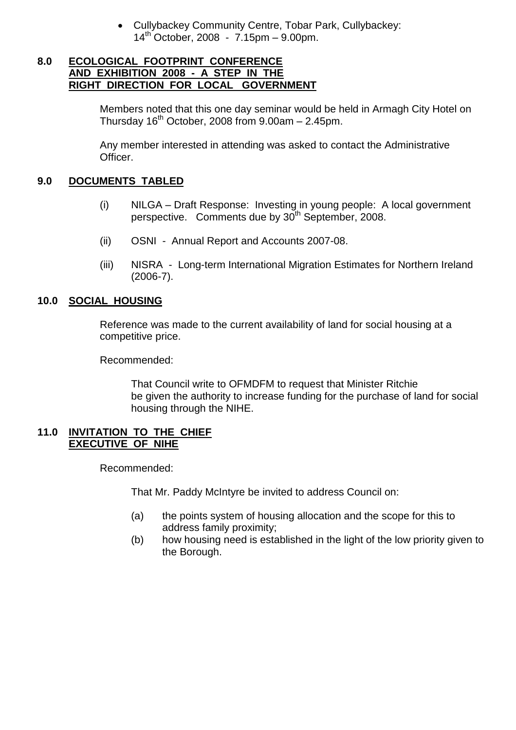- Cullybackey Community Centre, Tobar Park, Cullybackey: 14th October, 2008 - 7.15pm – 9.00pm.

## 8.0 ECOLOGICAL FOOTPRINT CONFERENCE AND EXHIBITION 2008 - A STEP IN THE RIGHT DIRECTION FOR LOCAL GOVERNMENT

Members noted that this one day seminar would be held in Armagh City Hotel on Thursday 16th October, 2008 from 9.00am – 2.45pm.

Any member interested in attending was asked to contact the Administrative Officer.

## 9.0 DOCUMENTS TABLED

(i) NILGA – Draft Response: Investing in young people: A local government perspective. Comments due by 30th September, 2008.

(ii) OSNI - Annual Report and Accounts 2007-08.

(iii) NISRA - Long-term International Migration Estimates for Northern Ireland (2006-7).

## 10.0 SOCIAL HOUSING

Reference was made to the current availability of land for social housing at a competitive price.

Recommended:

That Council write to OFMDFM to request that Minister Ritchie be given the authority to increase funding for the purchase of land for social housing through the NIHE.

## 11.0 INVITATION TO THE CHIEF EXECUTIVE OF NIHE

Recommended:

That Mr. Paddy McIntyre be invited to address Council on:

(a) the points system of housing allocation and the scope for this to address family proximity;

(b) how housing need is established in the light of the low priority given to the Borough.